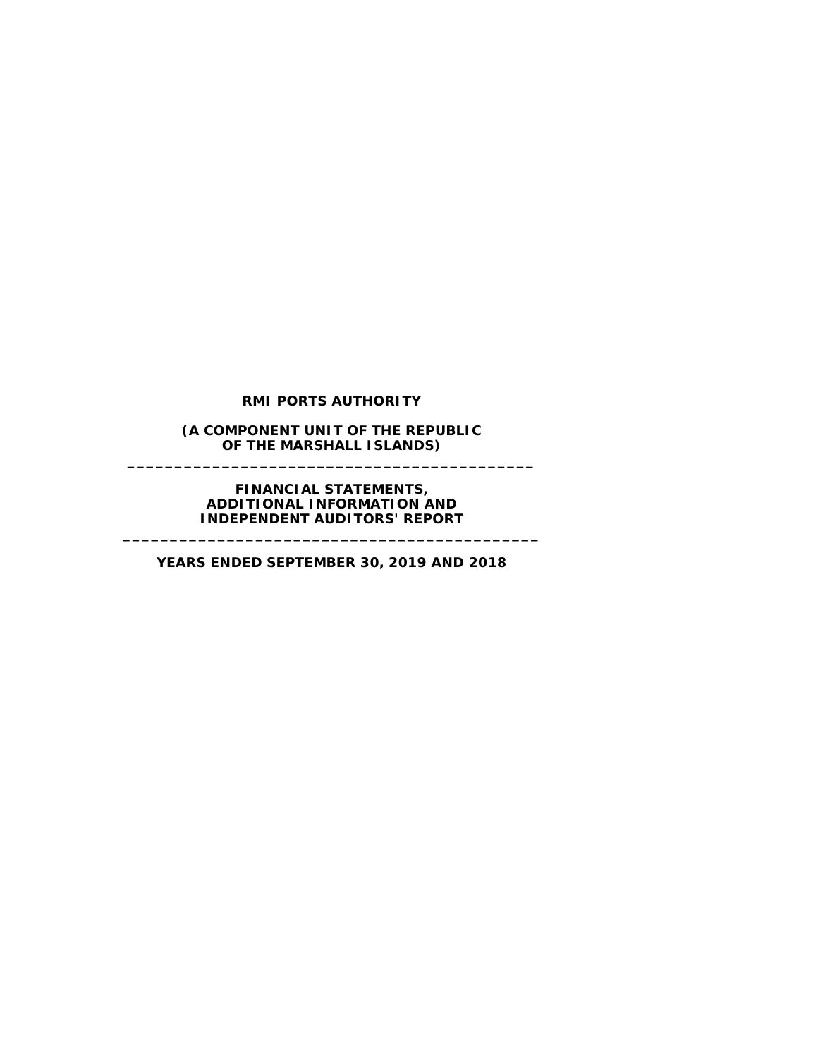# RMI PORTS AUTHORITY

**(A COMPONENT UNIT OF THE REPUBLIC OF THE MARSHALL ISLANDS)**

---

**FINANCIAL STATEMENTS, ADDITIONAL INFORMATION AND INDEPENDENT AUDITORS' REPORT**

---

**YEARS ENDED SEPTEMBER 30, 2019 AND 2018**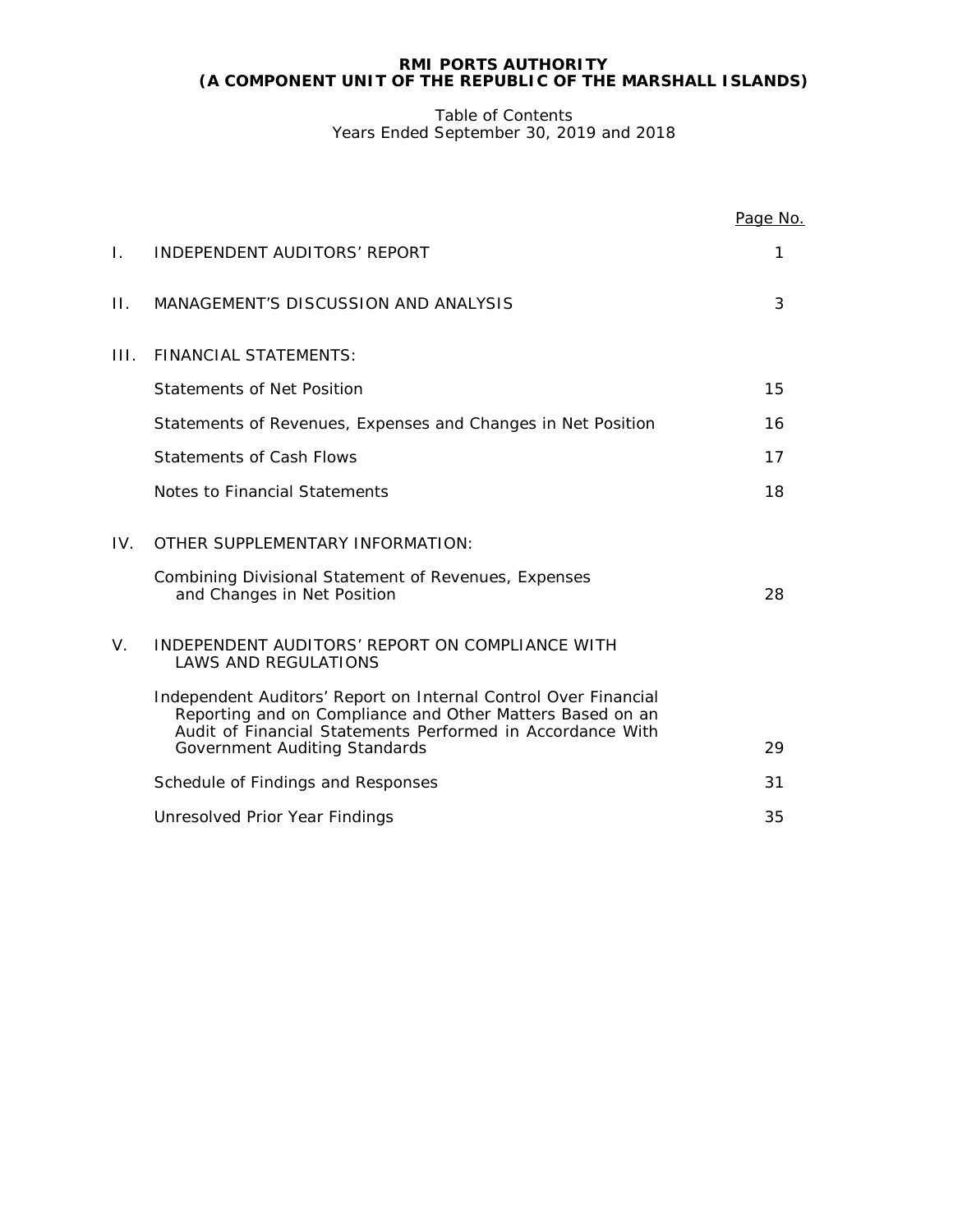**RMI PORTS AUTHORITY**
**(A COMPONENT UNIT OF THE REPUBLIC OF THE MARSHALL ISLANDS)**

Table of Contents
Years Ended September 30, 2019 and 2018

| | | Page No. |
|---|---|---|
| I. | INDEPENDENT AUDITORS' REPORT | 1 |
| II. | MANAGEMENT'S DISCUSSION AND ANALYSIS | 3 |
| III. | FINANCIAL STATEMENTS: | |
| | Statements of Net Position | 15 |
| | Statements of Revenues, Expenses and Changes in Net Position | 16 |
| | Statements of Cash Flows | 17 |
| | Notes to Financial Statements | 18 |
| IV. | OTHER SUPPLEMENTARY INFORMATION: | |
| | Combining Divisional Statement of Revenues, Expenses and Changes in Net Position | 28 |
| V. | INDEPENDENT AUDITORS' REPORT ON COMPLIANCE WITH LAWS AND REGULATIONS | |
| | Independent Auditors' Report on Internal Control Over Financial Reporting and on Compliance and Other Matters Based on an Audit of Financial Statements Performed in Accordance With Government Auditing Standards | 29 |
| | Schedule of Findings and Responses | 31 |
| | Unresolved Prior Year Findings | 35 |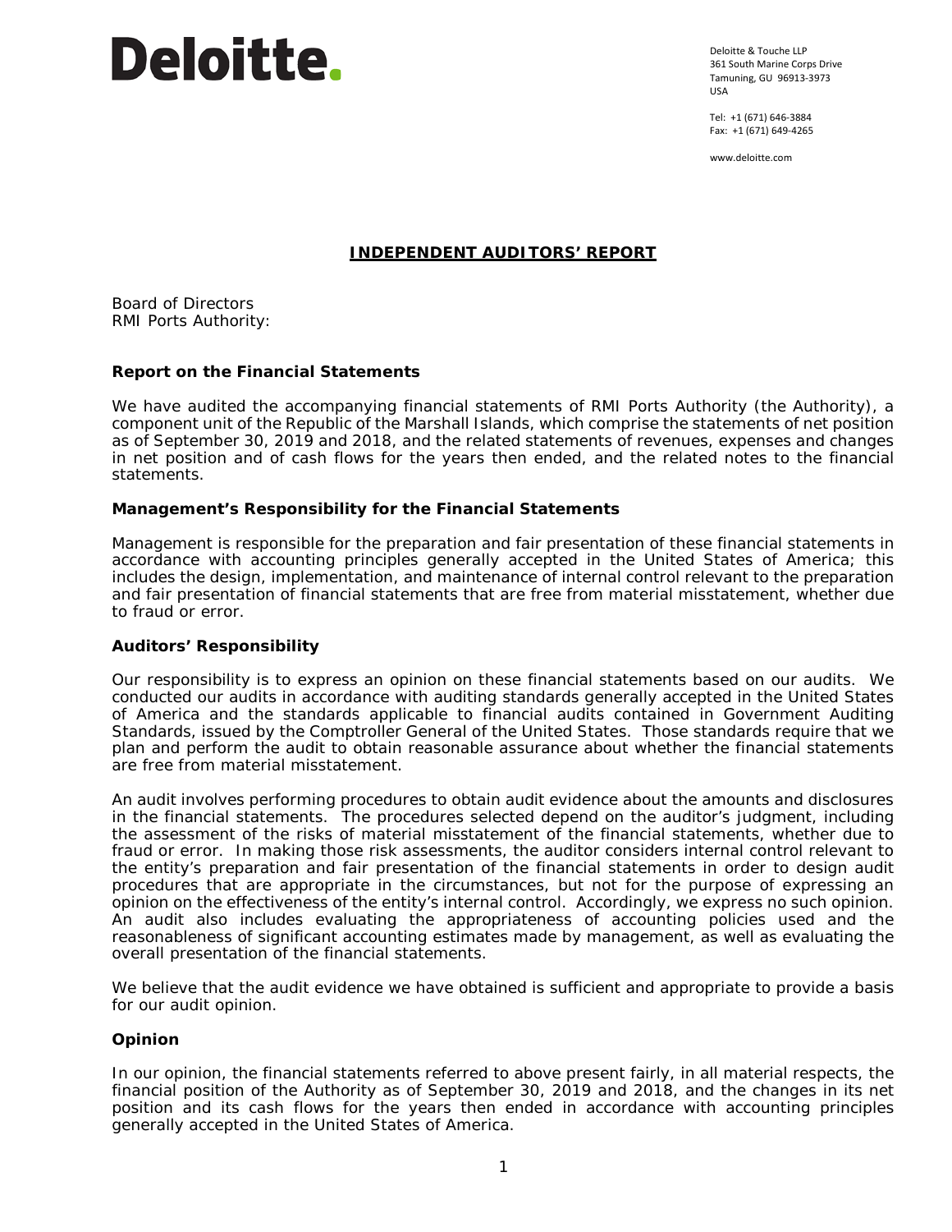Deloitte.

Deloitte & Touche LLP
361 South Marine Corps Drive
Tamuning, GU 96913-3973
USA

Tel: +1 (671) 646-3884
Fax: +1 (671) 649-4265

www.deloitte.com

# INDEPENDENT AUDITORS' REPORT

Board of Directors
RMI Ports Authority:

## Report on the Financial Statements

We have audited the accompanying financial statements of RMI Ports Authority (the Authority), a component unit of the Republic of the Marshall Islands, which comprise the statements of net position as of September 30, 2019 and 2018, and the related statements of revenues, expenses and changes in net position and of cash flows for the years then ended, and the related notes to the financial statements.

## Management's Responsibility for the Financial Statements

Management is responsible for the preparation and fair presentation of these financial statements in accordance with accounting principles generally accepted in the United States of America; this includes the design, implementation, and maintenance of internal control relevant to the preparation and fair presentation of financial statements that are free from material misstatement, whether due to fraud or error.

## Auditors' Responsibility

Our responsibility is to express an opinion on these financial statements based on our audits. We conducted our audits in accordance with auditing standards generally accepted in the United States of America and the standards applicable to financial audits contained in Government Auditing Standards, issued by the Comptroller General of the United States. Those standards require that we plan and perform the audit to obtain reasonable assurance about whether the financial statements are free from material misstatement.

An audit involves performing procedures to obtain audit evidence about the amounts and disclosures in the financial statements. The procedures selected depend on the auditor's judgment, including the assessment of the risks of material misstatement of the financial statements, whether due to fraud or error. In making those risk assessments, the auditor considers internal control relevant to the entity's preparation and fair presentation of the financial statements in order to design audit procedures that are appropriate in the circumstances, but not for the purpose of expressing an opinion on the effectiveness of the entity's internal control. Accordingly, we express no such opinion. An audit also includes evaluating the appropriateness of accounting policies used and the reasonableness of significant accounting estimates made by management, as well as evaluating the overall presentation of the financial statements.

We believe that the audit evidence we have obtained is sufficient and appropriate to provide a basis for our audit opinion.

## Opinion

In our opinion, the financial statements referred to above present fairly, in all material respects, the financial position of the Authority as of September 30, 2019 and 2018, and the changes in its net position and its cash flows for the years then ended in accordance with accounting principles generally accepted in the United States of America.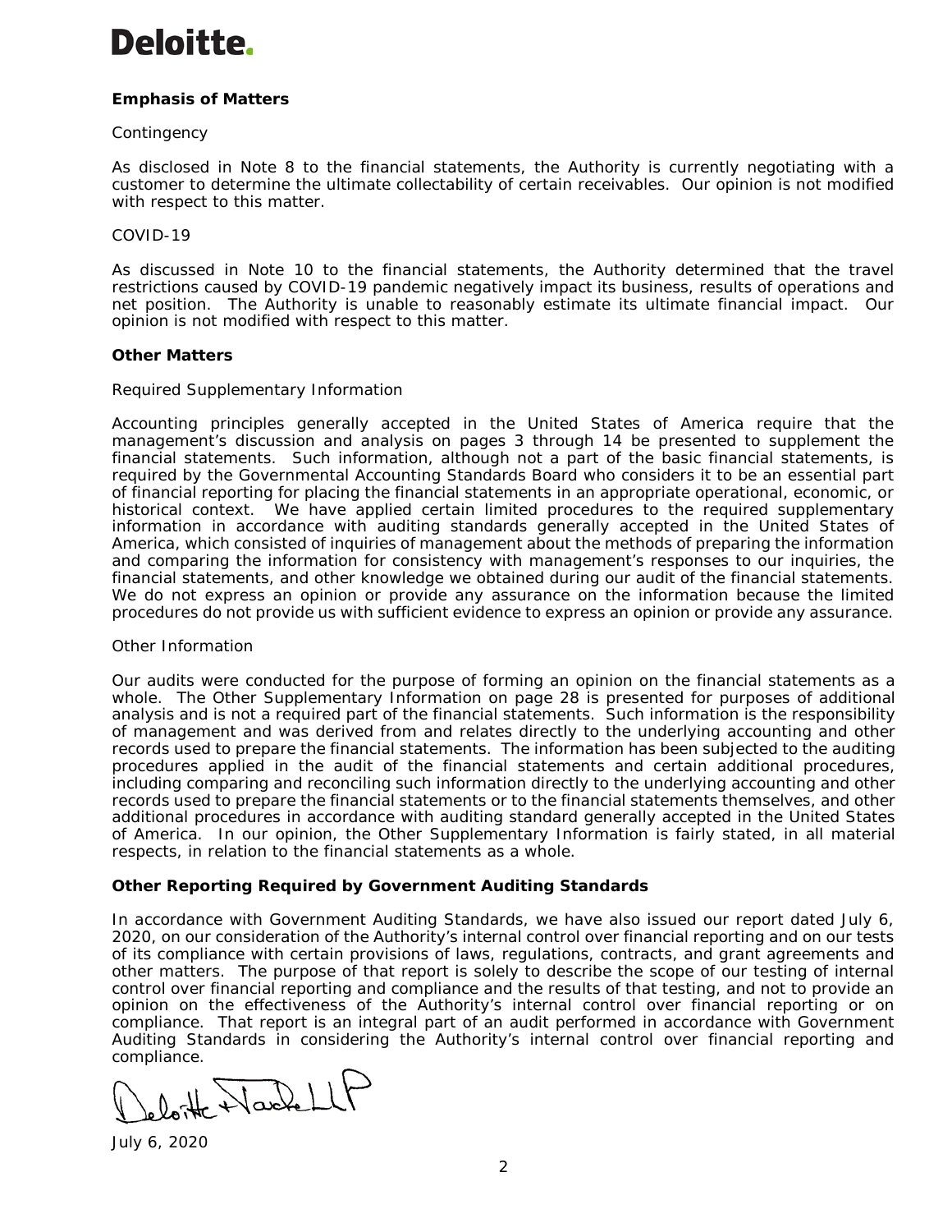Deloitte.

## Emphasis of Matters

Contingency

As disclosed in Note 8 to the financial statements, the Authority is currently negotiating with a customer to determine the ultimate collectability of certain receivables. Our opinion is not modified with respect to this matter.

COVID-19

As discussed in Note 10 to the financial statements, the Authority determined that the travel restrictions caused by COVID-19 pandemic negatively impact its business, results of operations and net position. The Authority is unable to reasonably estimate its ultimate financial impact. Our opinion is not modified with respect to this matter.

## Other Matters

Required Supplementary Information

Accounting principles generally accepted in the United States of America require that the management's discussion and analysis on pages 3 through 14 be presented to supplement the financial statements. Such information, although not a part of the basic financial statements, is required by the Governmental Accounting Standards Board who considers it to be an essential part of financial reporting for placing the financial statements in an appropriate operational, economic, or historical context. We have applied certain limited procedures to the required supplementary information in accordance with auditing standards generally accepted in the United States of America, which consisted of inquiries of management about the methods of preparing the information and comparing the information for consistency with management's responses to our inquiries, the financial statements, and other knowledge we obtained during our audit of the financial statements. We do not express an opinion or provide any assurance on the information because the limited procedures do not provide us with sufficient evidence to express an opinion or provide any assurance.

Other Information

Our audits were conducted for the purpose of forming an opinion on the financial statements as a whole. The Other Supplementary Information on page 28 is presented for purposes of additional analysis and is not a required part of the financial statements. Such information is the responsibility of management and was derived from and relates directly to the underlying accounting and other records used to prepare the financial statements. The information has been subjected to the auditing procedures applied in the audit of the financial statements and certain additional procedures, including comparing and reconciling such information directly to the underlying accounting and other records used to prepare the financial statements or to the financial statements themselves, and other additional procedures in accordance with auditing standard generally accepted in the United States of America. In our opinion, the Other Supplementary Information is fairly stated, in all material respects, in relation to the financial statements as a whole.

## Other Reporting Required by Government Auditing Standards

In accordance with Government Auditing Standards, we have also issued our report dated July 6, 2020, on our consideration of the Authority's internal control over financial reporting and on our tests of its compliance with certain provisions of laws, regulations, contracts, and grant agreements and other matters. The purpose of that report is solely to describe the scope of our testing of internal control over financial reporting and compliance and the results of that testing, and not to provide an opinion on the effectiveness of the Authority's internal control over financial reporting or on compliance. That report is an integral part of an audit performed in accordance with Government Auditing Standards in considering the Authority's internal control over financial reporting and compliance.

Deloitte & Touche LLP

July 6, 2020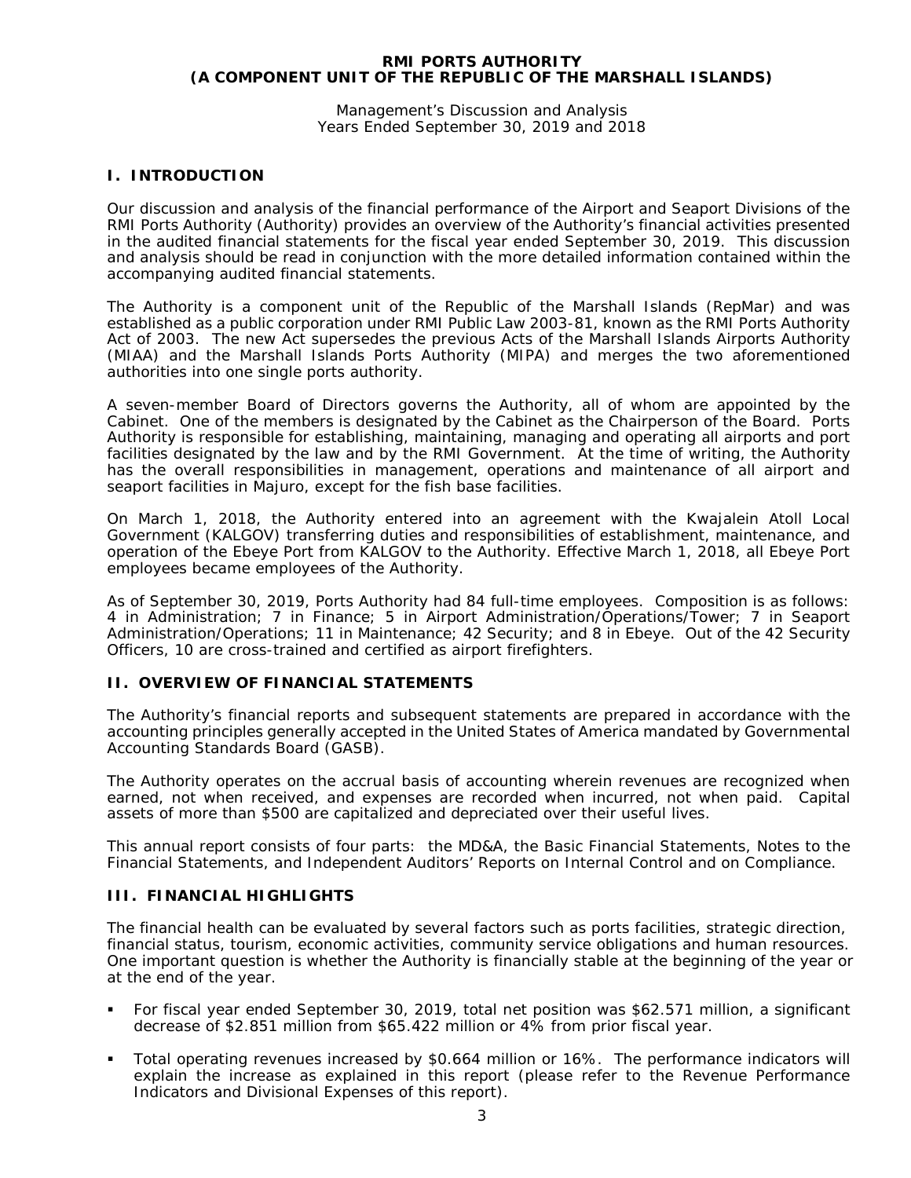**RMI PORTS AUTHORITY**
**(A COMPONENT UNIT OF THE REPUBLIC OF THE MARSHALL ISLANDS)**

Management's Discussion and Analysis
Years Ended September 30, 2019 and 2018

## I. INTRODUCTION

Our discussion and analysis of the financial performance of the Airport and Seaport Divisions of the RMI Ports Authority (Authority) provides an overview of the Authority's financial activities presented in the audited financial statements for the fiscal year ended September 30, 2019. This discussion and analysis should be read in conjunction with the more detailed information contained within the accompanying audited financial statements.

The Authority is a component unit of the Republic of the Marshall Islands (RepMar) and was established as a public corporation under RMI Public Law 2003-81, known as the RMI Ports Authority Act of 2003. The new Act supersedes the previous Acts of the Marshall Islands Airports Authority (MIAA) and the Marshall Islands Ports Authority (MIPA) and merges the two aforementioned authorities into one single ports authority.

A seven-member Board of Directors governs the Authority, all of whom are appointed by the Cabinet. One of the members is designated by the Cabinet as the Chairperson of the Board. Ports Authority is responsible for establishing, maintaining, managing and operating all airports and port facilities designated by the law and by the RMI Government. At the time of writing, the Authority has the overall responsibilities in management, operations and maintenance of all airport and seaport facilities in Majuro, except for the fish base facilities.

On March 1, 2018, the Authority entered into an agreement with the Kwajalein Atoll Local Government (KALGOV) transferring duties and responsibilities of establishment, maintenance, and operation of the Ebeye Port from KALGOV to the Authority. Effective March 1, 2018, all Ebeye Port employees became employees of the Authority.

As of September 30, 2019, Ports Authority had 84 full-time employees. Composition is as follows: 4 in Administration; 7 in Finance; 5 in Airport Administration/Operations/Tower; 7 in Seaport Administration/Operations; 11 in Maintenance; 42 Security; and 8 in Ebeye. Out of the 42 Security Officers, 10 are cross-trained and certified as airport firefighters.

## II. OVERVIEW OF FINANCIAL STATEMENTS

The Authority's financial reports and subsequent statements are prepared in accordance with the accounting principles generally accepted in the United States of America mandated by Governmental Accounting Standards Board (GASB).

The Authority operates on the accrual basis of accounting wherein revenues are recognized when earned, not when received, and expenses are recorded when incurred, not when paid. Capital assets of more than $500 are capitalized and depreciated over their useful lives.

This annual report consists of four parts: the MD&A, the Basic Financial Statements, Notes to the Financial Statements, and Independent Auditors' Reports on Internal Control and on Compliance.

## III. FINANCIAL HIGHLIGHTS

The financial health can be evaluated by several factors such as ports facilities, strategic direction, financial status, tourism, economic activities, community service obligations and human resources. One important question is whether the Authority is financially stable at the beginning of the year or at the end of the year.

- For fiscal year ended September 30, 2019, total net position was $62.571 million, a significant decrease of $2.851 million from $65.422 million or 4% from prior fiscal year.
- Total operating revenues increased by $0.664 million or 16%. The performance indicators will explain the increase as explained in this report (please refer to the Revenue Performance Indicators and Divisional Expenses of this report).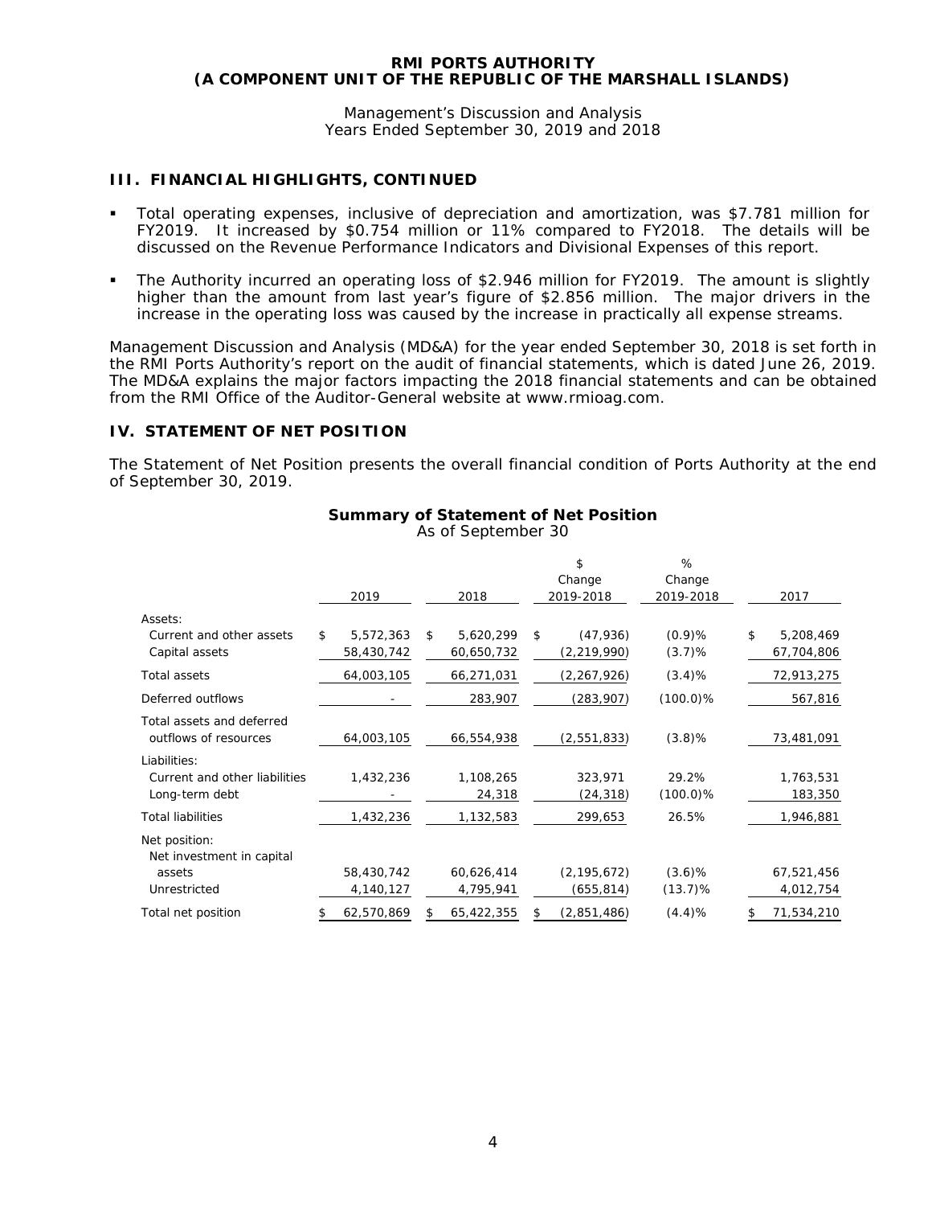**RMI PORTS AUTHORITY**
**(A COMPONENT UNIT OF THE REPUBLIC OF THE MARSHALL ISLANDS)**

Management's Discussion and Analysis
Years Ended September 30, 2019 and 2018

## III. FINANCIAL HIGHLIGHTS, CONTINUED

- Total operating expenses, inclusive of depreciation and amortization, was \$7.781 million for FY2019. It increased by \$0.754 million or 11% compared to FY2018. The details will be discussed on the Revenue Performance Indicators and Divisional Expenses of this report.
- The Authority incurred an operating loss of \$2.946 million for FY2019. The amount is slightly higher than the amount from last year's figure of \$2.856 million. The major drivers in the increase in the operating loss was caused by the increase in practically all expense streams.

Management Discussion and Analysis (MD&A) for the year ended September 30, 2018 is set forth in the RMI Ports Authority's report on the audit of financial statements, which is dated June 26, 2019. The MD&A explains the major factors impacting the 2018 financial statements and can be obtained from the RMI Office of the Auditor-General website at www.rmioag.com.

## IV. STATEMENT OF NET POSITION

The Statement of Net Position presents the overall financial condition of Ports Authority at the end of September 30, 2019.

**Summary of Statement of Net Position**
As of September 30

| | 2019 | 2018 | $ Change 2019-2018 | % Change 2019-2018 | 2017 |
|---|---|---|---|---|---|
| Assets: | | | | | |
| Current and other assets | $ 5,572,363 | $ 5,620,299 | $ (47,936) | (0.9)% | $ 5,208,469 |
| Capital assets | 58,430,742 | 60,650,732 | (2,219,990) | (3.7)% | 67,704,806 |
| Total assets | 64,003,105 | 66,271,031 | (2,267,926) | (3.4)% | 72,913,275 |
| Deferred outflows | - | 283,907 | (283,907) | (100.0)% | 567,816 |
| Total assets and deferred outflows of resources | 64,003,105 | 66,554,938 | (2,551,833) | (3.8)% | 73,481,091 |
| Liabilities: | | | | | |
| Current and other liabilities | 1,432,236 | 1,108,265 | 323,971 | 29.2% | 1,763,531 |
| Long-term debt | - | 24,318 | (24,318) | (100.0)% | 183,350 |
| Total liabilities | 1,432,236 | 1,132,583 | 299,653 | 26.5% | 1,946,881 |
| Net position: | | | | | |
| Net investment in capital assets | 58,430,742 | 60,626,414 | (2,195,672) | (3.6)% | 67,521,456 |
| Unrestricted | 4,140,127 | 4,795,941 | (655,814) | (13.7)% | 4,012,754 |
| Total net position | $ 62,570,869 | $ 65,422,355 | $ (2,851,486) | (4.4)% | $ 71,534,210 |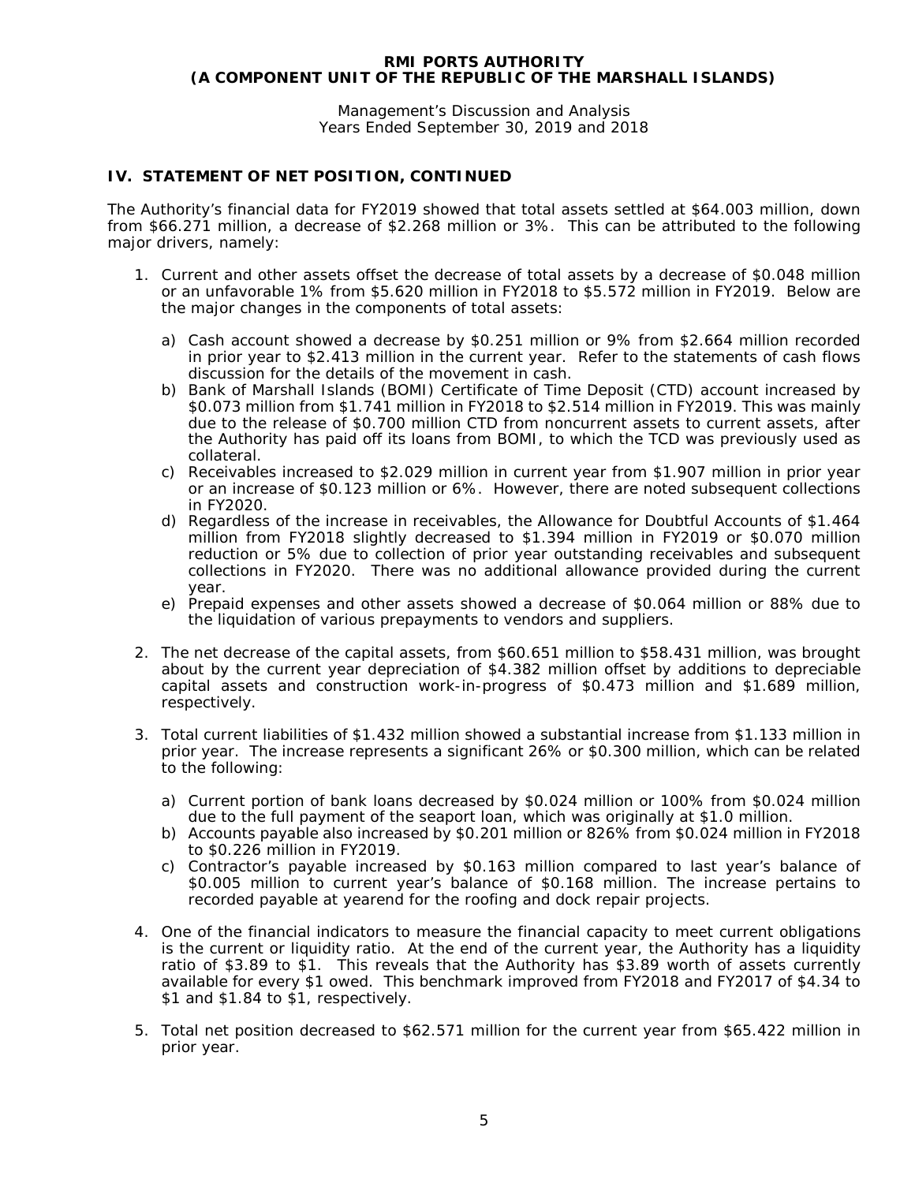**RMI PORTS AUTHORITY**
**(A COMPONENT UNIT OF THE REPUBLIC OF THE MARSHALL ISLANDS)**

Management's Discussion and Analysis
Years Ended September 30, 2019 and 2018

## IV. STATEMENT OF NET POSITION, CONTINUED

The Authority's financial data for FY2019 showed that total assets settled at $64.003 million, down from $66.271 million, a decrease of $2.268 million or 3%. This can be attributed to the following major drivers, namely:

1. Current and other assets offset the decrease of total assets by a decrease of $0.048 million or an unfavorable 1% from $5.620 million in FY2018 to $5.572 million in FY2019. Below are the major changes in the components of total assets:

    a) Cash account showed a decrease by $0.251 million or 9% from $2.664 million recorded in prior year to $2.413 million in the current year. Refer to the statements of cash flows discussion for the details of the movement in cash.
    b) Bank of Marshall Islands (BOMI) Certificate of Time Deposit (CTD) account increased by $0.073 million from $1.741 million in FY2018 to $2.514 million in FY2019. This was mainly due to the release of $0.700 million CTD from noncurrent assets to current assets, after the Authority has paid off its loans from BOMI, to which the TCD was previously used as collateral.
    c) Receivables increased to $2.029 million in current year from $1.907 million in prior year or an increase of $0.123 million or 6%. However, there are noted subsequent collections in FY2020.
    d) Regardless of the increase in receivables, the Allowance for Doubtful Accounts of $1.464 million from FY2018 slightly decreased to $1.394 million in FY2019 or $0.070 million reduction or 5% due to collection of prior year outstanding receivables and subsequent collections in FY2020. There was no additional allowance provided during the current year.
    e) Prepaid expenses and other assets showed a decrease of $0.064 million or 88% due to the liquidation of various prepayments to vendors and suppliers.

2. The net decrease of the capital assets, from $60.651 million to $58.431 million, was brought about by the current year depreciation of $4.382 million offset by additions to depreciable capital assets and construction work-in-progress of $0.473 million and $1.689 million, respectively.

3. Total current liabilities of $1.432 million showed a substantial increase from $1.133 million in prior year. The increase represents a significant 26% or $0.300 million, which can be related to the following:

    a) Current portion of bank loans decreased by $0.024 million or 100% from $0.024 million due to the full payment of the seaport loan, which was originally at $1.0 million.
    b) Accounts payable also increased by $0.201 million or 826% from $0.024 million in FY2018 to $0.226 million in FY2019.
    c) Contractor's payable increased by $0.163 million compared to last year's balance of $0.005 million to current year's balance of $0.168 million. The increase pertains to recorded payable at yearend for the roofing and dock repair projects.

4. One of the financial indicators to measure the financial capacity to meet current obligations is the current or liquidity ratio. At the end of the current year, the Authority has a liquidity ratio of $3.89 to $1. This reveals that the Authority has $3.89 worth of assets currently available for every $1 owed. This benchmark improved from FY2018 and FY2017 of $4.34 to $1 and $1.84 to $1, respectively.

5. Total net position decreased to $62.571 million for the current year from $65.422 million in prior year.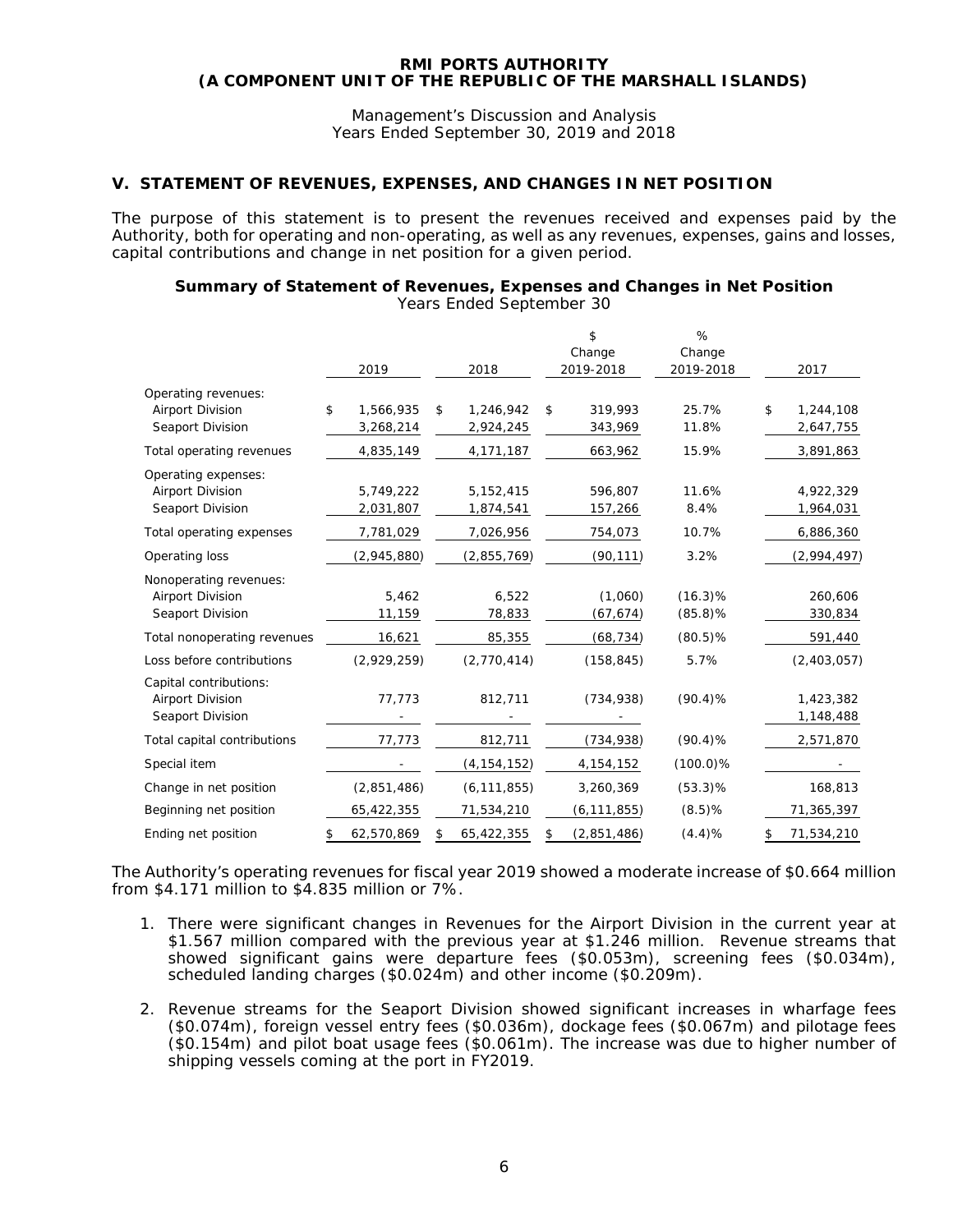# RMI PORTS AUTHORITY
## (A COMPONENT UNIT OF THE REPUBLIC OF THE MARSHALL ISLANDS)

Management's Discussion and Analysis
Years Ended September 30, 2019 and 2018

## V. STATEMENT OF REVENUES, EXPENSES, AND CHANGES IN NET POSITION

The purpose of this statement is to present the revenues received and expenses paid by the Authority, both for operating and non-operating, as well as any revenues, expenses, gains and losses, capital contributions and change in net position for a given period.

**Summary of Statement of Revenues, Expenses and Changes in Net Position**
Years Ended September 30

| | 2019 | 2018 | $ Change 2019-2018 | % Change 2019-2018 | 2017 |
|---|---|---|---|---|---|
| Operating revenues: | | | | | |
| Airport Division | $ 1,566,935 | $ 1,246,942 | $ 319,993 | 25.7% | $ 1,244,108 |
| Seaport Division | 3,268,214 | 2,924,245 | 343,969 | 11.8% | 2,647,755 |
| Total operating revenues | 4,835,149 | 4,171,187 | 663,962 | 15.9% | 3,891,863 |
| Operating expenses: | | | | | |
| Airport Division | 5,749,222 | 5,152,415 | 596,807 | 11.6% | 4,922,329 |
| Seaport Division | 2,031,807 | 1,874,541 | 157,266 | 8.4% | 1,964,031 |
| Total operating expenses | 7,781,029 | 7,026,956 | 754,073 | 10.7% | 6,886,360 |
| Operating loss | (2,945,880) | (2,855,769) | (90,111) | 3.2% | (2,994,497) |
| Nonoperating revenues: | | | | | |
| Airport Division | 5,462 | 6,522 | (1,060) | (16.3)% | 260,606 |
| Seaport Division | 11,159 | 78,833 | (67,674) | (85.8)% | 330,834 |
| Total nonoperating revenues | 16,621 | 85,355 | (68,734) | (80.5)% | 591,440 |
| Loss before contributions | (2,929,259) | (2,770,414) | (158,845) | 5.7% | (2,403,057) |
| Capital contributions: | | | | | |
| Airport Division | 77,773 | 812,711 | (734,938) | (90.4)% | 1,423,382 |
| Seaport Division | - | - | - | | 1,148,488 |
| Total capital contributions | 77,773 | 812,711 | (734,938) | (90.4)% | 2,571,870 |
| Special item | - | (4,154,152) | 4,154,152 | (100.0)% | - |
| Change in net position | (2,851,486) | (6,111,855) | 3,260,369 | (53.3)% | 168,813 |
| Beginning net position | 65,422,355 | 71,534,210 | (6,111,855) | (8.5)% | 71,365,397 |
| Ending net position | $ 62,570,869 | $ 65,422,355 | $ (2,851,486) | (4.4)% | $ 71,534,210 |

The Authority's operating revenues for fiscal year 2019 showed a moderate increase of $0.664 million from $4.171 million to $4.835 million or 7%.

1. There were significant changes in Revenues for the Airport Division in the current year at $1.567 million compared with the previous year at $1.246 million. Revenue streams that showed significant gains were departure fees ($0.053m), screening fees ($0.034m), scheduled landing charges ($0.024m) and other income ($0.209m).

2. Revenue streams for the Seaport Division showed significant increases in wharfage fees ($0.074m), foreign vessel entry fees ($0.036m), dockage fees ($0.067m) and pilotage fees ($0.154m) and pilot boat usage fees ($0.061m). The increase was due to higher number of shipping vessels coming at the port in FY2019.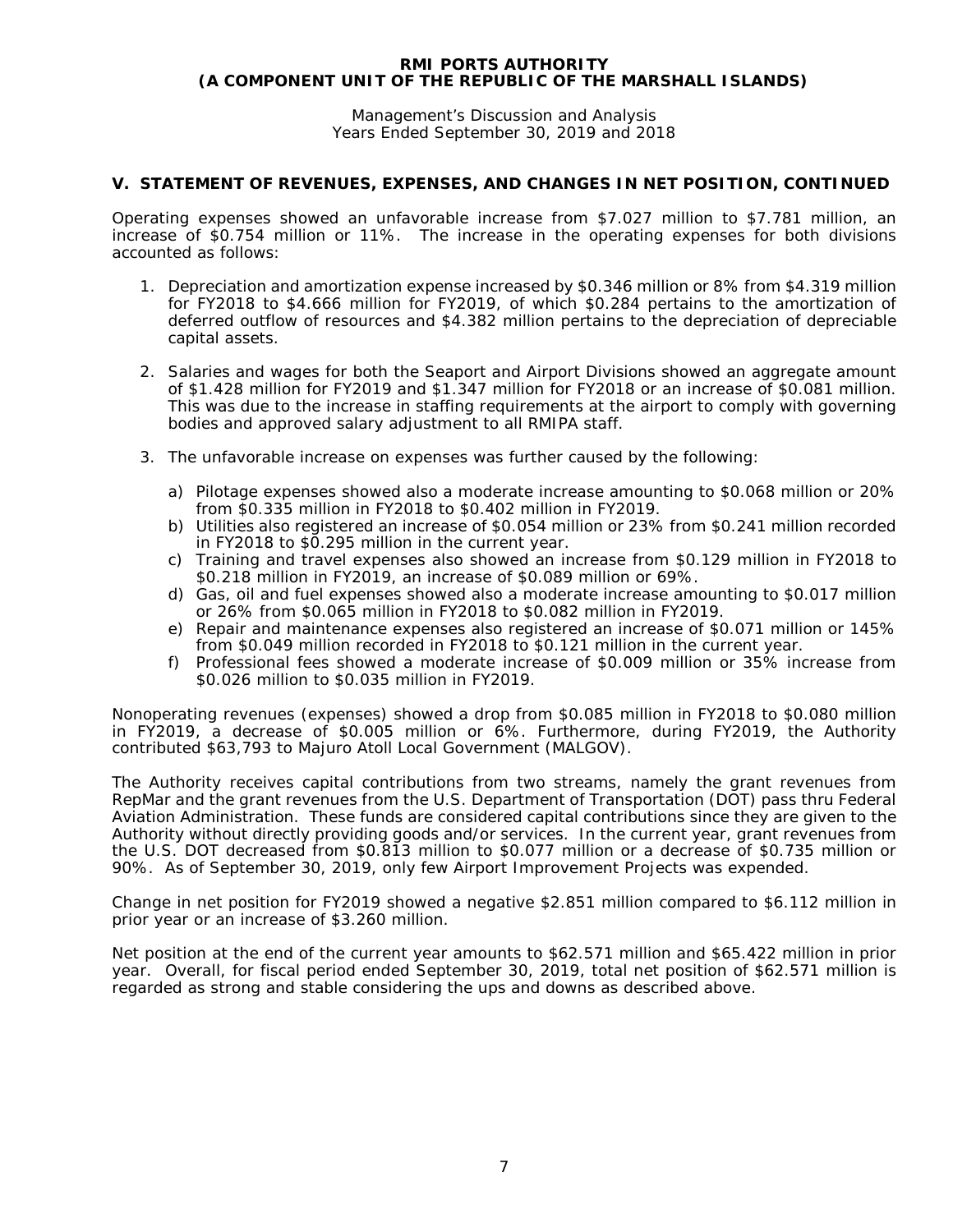## V. STATEMENT OF REVENUES, EXPENSES, AND CHANGES IN NET POSITION, CONTINUED

Operating expenses showed an unfavorable increase from $7.027 million to $7.781 million, an increase of $0.754 million or 11%. The increase in the operating expenses for both divisions accounted as follows:

1. Depreciation and amortization expense increased by $0.346 million or 8% from $4.319 million for FY2018 to $4.666 million for FY2019, of which $0.284 pertains to the amortization of deferred outflow of resources and $4.382 million pertains to the depreciation of depreciable capital assets.

2. Salaries and wages for both the Seaport and Airport Divisions showed an aggregate amount of $1.428 million for FY2019 and $1.347 million for FY2018 or an increase of $0.081 million. This was due to the increase in staffing requirements at the airport to comply with governing bodies and approved salary adjustment to all RMIPA staff.

3. The unfavorable increase on expenses was further caused by the following:

   a) Pilotage expenses showed also a moderate increase amounting to $0.068 million or 20% from $0.335 million in FY2018 to $0.402 million in FY2019.
   b) Utilities also registered an increase of $0.054 million or 23% from $0.241 million recorded in FY2018 to $0.295 million in the current year.
   c) Training and travel expenses also showed an increase from $0.129 million in FY2018 to $0.218 million in FY2019, an increase of $0.089 million or 69%.
   d) Gas, oil and fuel expenses showed also a moderate increase amounting to $0.017 million or 26% from $0.065 million in FY2018 to $0.082 million in FY2019.
   e) Repair and maintenance expenses also registered an increase of $0.071 million or 145% from $0.049 million recorded in FY2018 to $0.121 million in the current year.
   f) Professional fees showed a moderate increase of $0.009 million or 35% increase from $0.026 million to $0.035 million in FY2019.

Nonoperating revenues (expenses) showed a drop from $0.085 million in FY2018 to $0.080 million in FY2019, a decrease of $0.005 million or 6%. Furthermore, during FY2019, the Authority contributed $63,793 to Majuro Atoll Local Government (MALGOV).

The Authority receives capital contributions from two streams, namely the grant revenues from RepMar and the grant revenues from the U.S. Department of Transportation (DOT) pass thru Federal Aviation Administration. These funds are considered capital contributions since they are given to the Authority without directly providing goods and/or services. In the current year, grant revenues from the U.S. DOT decreased from $0.813 million to $0.077 million or a decrease of $0.735 million or 90%. As of September 30, 2019, only few Airport Improvement Projects was expended.

Change in net position for FY2019 showed a negative $2.851 million compared to $6.112 million in prior year or an increase of $3.260 million.

Net position at the end of the current year amounts to $62.571 million and $65.422 million in prior year. Overall, for fiscal period ended September 30, 2019, total net position of $62.571 million is regarded as strong and stable considering the ups and downs as described above.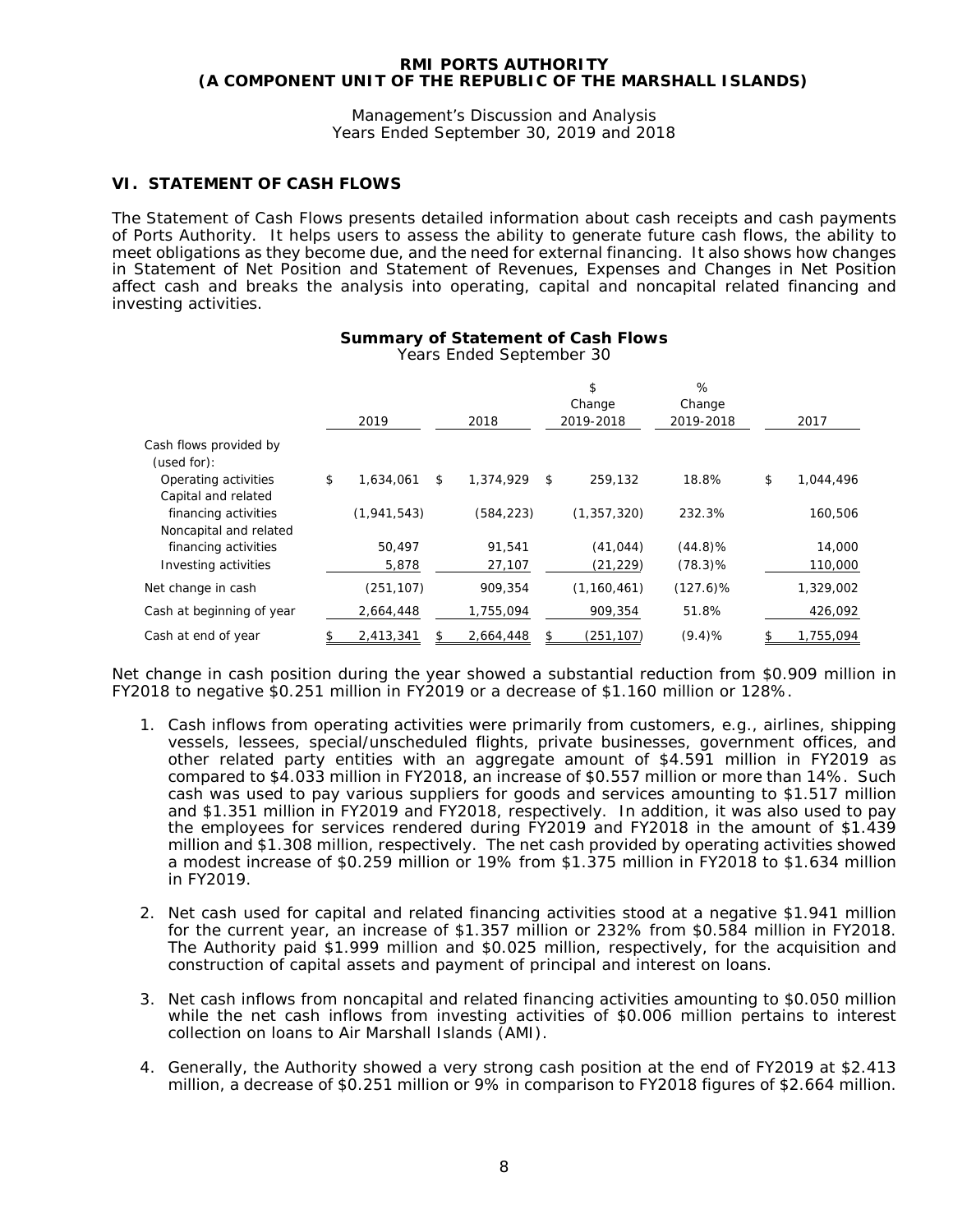## VI. STATEMENT OF CASH FLOWS

The Statement of Cash Flows presents detailed information about cash receipts and cash payments of Ports Authority. It helps users to assess the ability to generate future cash flows, the ability to meet obligations as they become due, and the need for external financing. It also shows how changes in Statement of Net Position and Statement of Revenues, Expenses and Changes in Net Position affect cash and breaks the analysis into operating, capital and noncapital related financing and investing activities.

**Summary of Statement of Cash Flows**
Years Ended September 30

| | 2019 | 2018 | $ Change 2019-2018 | % Change 2019-2018 | 2017 |
|---|---|---|---|---|---|
| Cash flows provided by (used for): | | | | | |
| Operating activities | $ 1,634,061 | $ 1,374,929 | $ 259,132 | 18.8% | $ 1,044,496 |
| Capital and related financing activities | (1,941,543) | (584,223) | (1,357,320) | 232.3% | 160,506 |
| Noncapital and related financing activities | 50,497 | 91,541 | (41,044) | (44.8)% | 14,000 |
| Investing activities | 5,878 | 27,107 | (21,229) | (78.3)% | 110,000 |
| Net change in cash | (251,107) | 909,354 | (1,160,461) | (127.6)% | 1,329,002 |
| Cash at beginning of year | 2,664,448 | 1,755,094 | 909,354 | 51.8% | 426,092 |
| Cash at end of year | $ 2,413,341 | $ 2,664,448 | $ (251,107) | (9.4)% | $ 1,755,094 |

Net change in cash position during the year showed a substantial reduction from $0.909 million in FY2018 to negative $0.251 million in FY2019 or a decrease of $1.160 million or 128%.

1. Cash inflows from operating activities were primarily from customers, e.g., airlines, shipping vessels, lessees, special/unscheduled flights, private businesses, government offices, and other related party entities with an aggregate amount of $4.591 million in FY2019 as compared to $4.033 million in FY2018, an increase of $0.557 million or more than 14%. Such cash was used to pay various suppliers for goods and services amounting to $1.517 million and $1.351 million in FY2019 and FY2018, respectively. In addition, it was also used to pay the employees for services rendered during FY2019 and FY2018 in the amount of $1.439 million and $1.308 million, respectively. The net cash provided by operating activities showed a modest increase of $0.259 million or 19% from $1.375 million in FY2018 to $1.634 million in FY2019.

2. Net cash used for capital and related financing activities stood at a negative $1.941 million for the current year, an increase of $1.357 million or 232% from $0.584 million in FY2018. The Authority paid $1.999 million and $0.025 million, respectively, for the acquisition and construction of capital assets and payment of principal and interest on loans.

3. Net cash inflows from noncapital and related financing activities amounting to $0.050 million while the net cash inflows from investing activities of $0.006 million pertains to interest collection on loans to Air Marshall Islands (AMI).

4. Generally, the Authority showed a very strong cash position at the end of FY2019 at $2.413 million, a decrease of $0.251 million or 9% in comparison to FY2018 figures of $2.664 million.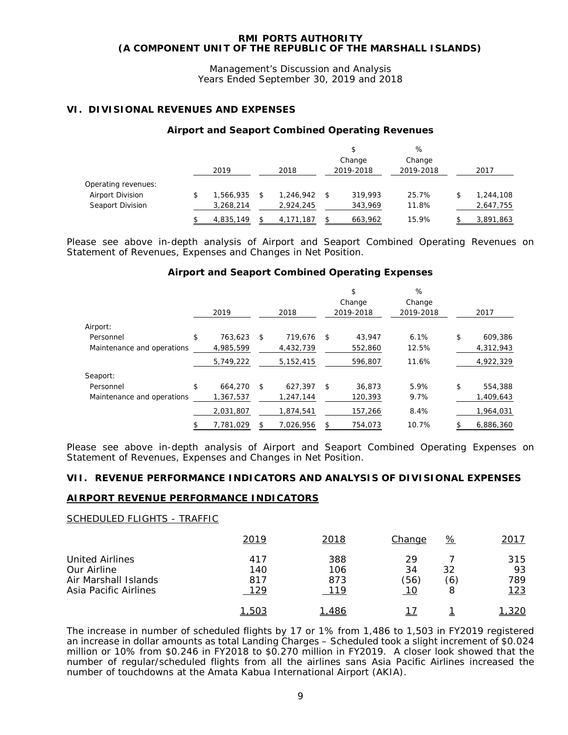# RMI PORTS AUTHORITY
# (A COMPONENT UNIT OF THE REPUBLIC OF THE MARSHALL ISLANDS)

Management's Discussion and Analysis
Years Ended September 30, 2019 and 2018

## VI. DIVISIONAL REVENUES AND EXPENSES

### Airport and Seaport Combined Operating Revenues

| | 2019 | 2018 | $ Change 2019-2018 | % Change 2019-2018 | 2017 |
|---|---|---|---|---|---|
| Operating revenues: | | | | | |
| Airport Division | $ 1,566,935 | $ 1,246,942 | $ 319,993 | 25.7% | $ 1,244,108 |
| Seaport Division | 3,268,214 | 2,924,245 | 343,969 | 11.8% | 2,647,755 |
| | $ 4,835,149 | $ 4,171,187 | $ 663,962 | 15.9% | $ 3,891,863 |

Please see above in-depth analysis of Airport and Seaport Combined Operating Revenues on Statement of Revenues, Expenses and Changes in Net Position.

### Airport and Seaport Combined Operating Expenses

| | 2019 | 2018 | $ Change 2019-2018 | % Change 2019-2018 | 2017 |
|---|---|---|---|---|---|
| Airport: | | | | | |
| Personnel | $ 763,623 | $ 719,676 | $ 43,947 | 6.1% | $ 609,386 |
| Maintenance and operations | 4,985,599 | 4,432,739 | 552,860 | 12.5% | 4,312,943 |
| | 5,749,222 | 5,152,415 | 596,807 | 11.6% | 4,922,329 |
| Seaport: | | | | | |
| Personnel | $ 664,270 | $ 627,397 | $ 36,873 | 5.9% | $ 554,388 |
| Maintenance and operations | 1,367,537 | 1,247,144 | 120,393 | 9.7% | 1,409,643 |
| | 2,031,807 | 1,874,541 | 157,266 | 8.4% | 1,964,031 |
| | $ 7,781,029 | $ 7,026,956 | $ 754,073 | 10.7% | $ 6,886,360 |

Please see above in-depth analysis of Airport and Seaport Combined Operating Expenses on Statement of Revenues, Expenses and Changes in Net Position.

## VII. REVENUE PERFORMANCE INDICATORS AND ANALYSIS OF DIVISIONAL EXPENSES

### AIRPORT REVENUE PERFORMANCE INDICATORS

SCHEDULED FLIGHTS - TRAFFIC

| | 2019 | 2018 | Change | % | 2017 |
|---|---|---|---|---|---|
| United Airlines | 417 | 388 | 29 | 7 | 315 |
| Our Airline | 140 | 106 | 34 | 32 | 93 |
| Air Marshall Islands | 817 | 873 | (56) | (6) | 789 |
| Asia Pacific Airlines | 129 | 119 | 10 | 8 | 123 |
| | 1,503 | 1,486 | 17 | 1 | 1,320 |

The increase in number of scheduled flights by 17 or 1% from 1,486 to 1,503 in FY2019 registered an increase in dollar amounts as total Landing Charges – Scheduled took a slight increment of $0.024 million or 10% from $0.246 in FY2018 to $0.270 million in FY2019. A closer look showed that the number of regular/scheduled flights from all the airlines sans Asia Pacific Airlines increased the number of touchdowns at the Amata Kabua International Airport (AKIA).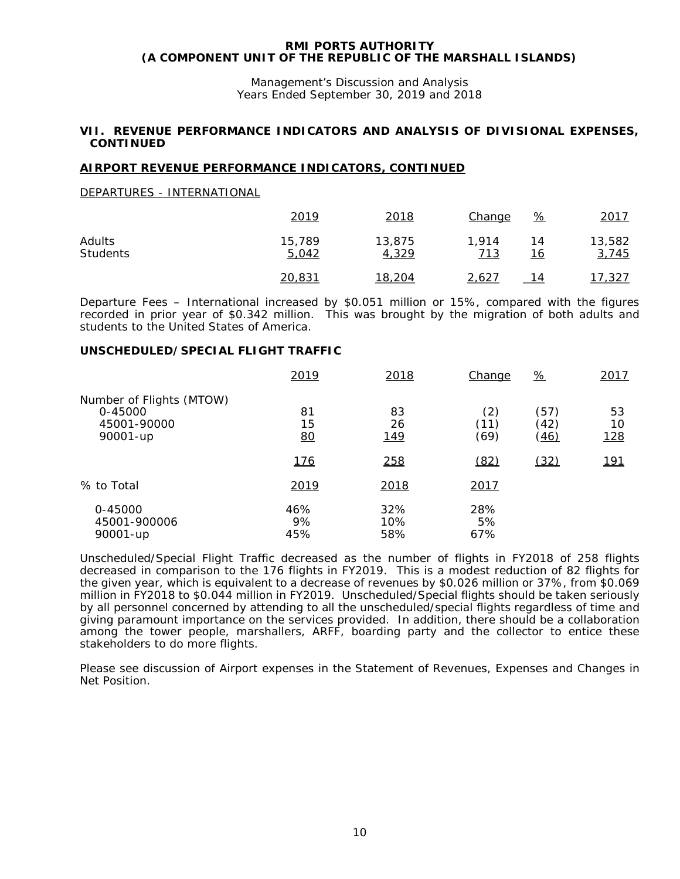**RMI PORTS AUTHORITY**
**(A COMPONENT UNIT OF THE REPUBLIC OF THE MARSHALL ISLANDS)**

Management's Discussion and Analysis
Years Ended September 30, 2019 and 2018

## VII. REVENUE PERFORMANCE INDICATORS AND ANALYSIS OF DIVISIONAL EXPENSES, CONTINUED

### AIRPORT REVENUE PERFORMANCE INDICATORS, CONTINUED

DEPARTURES - INTERNATIONAL

| | 2019 | 2018 | Change | % | 2017 |
|---|---|---|---|---|---|
| Adults | 15,789 | 13,875 | 1,914 | 14 | 13,582 |
| Students | 5,042 | 4,329 | 713 | 16 | 3,745 |
| | 20,831 | 18,204 | 2,627 | 14 | 17,327 |

Departure Fees – International increased by $0.051 million or 15%, compared with the figures recorded in prior year of $0.342 million. This was brought by the migration of both adults and students to the United States of America.

### UNSCHEDULED/SPECIAL FLIGHT TRAFFIC

| | 2019 | 2018 | Change | % | 2017 |
|---|---|---|---|---|---|
| Number of Flights (MTOW) | | | | | |
| 0-45000 | 81 | 83 | (2) | (57) | 53 |
| 45001-90000 | 15 | 26 | (11) | (42) | 10 |
| 90001-up | 80 | 149 | (69) | (46) | 128 |
| | 176 | 258 | (82) | (32) | 191 |

| % to Total | 2019 | 2018 | 2017 |
|---|---|---|---|
| 0-45000 | 46% | 32% | 28% |
| 45001-900006 | 9% | 10% | 5% |
| 90001-up | 45% | 58% | 67% |

Unscheduled/Special Flight Traffic decreased as the number of flights in FY2018 of 258 flights decreased in comparison to the 176 flights in FY2019. This is a modest reduction of 82 flights for the given year, which is equivalent to a decrease of revenues by $0.026 million or 37%, from $0.069 million in FY2018 to $0.044 million in FY2019. Unscheduled/Special flights should be taken seriously by all personnel concerned by attending to all the unscheduled/special flights regardless of time and giving paramount importance on the services provided. In addition, there should be a collaboration among the tower people, marshallers, ARFF, boarding party and the collector to entice these stakeholders to do more flights.

Please see discussion of Airport expenses in the Statement of Revenues, Expenses and Changes in Net Position.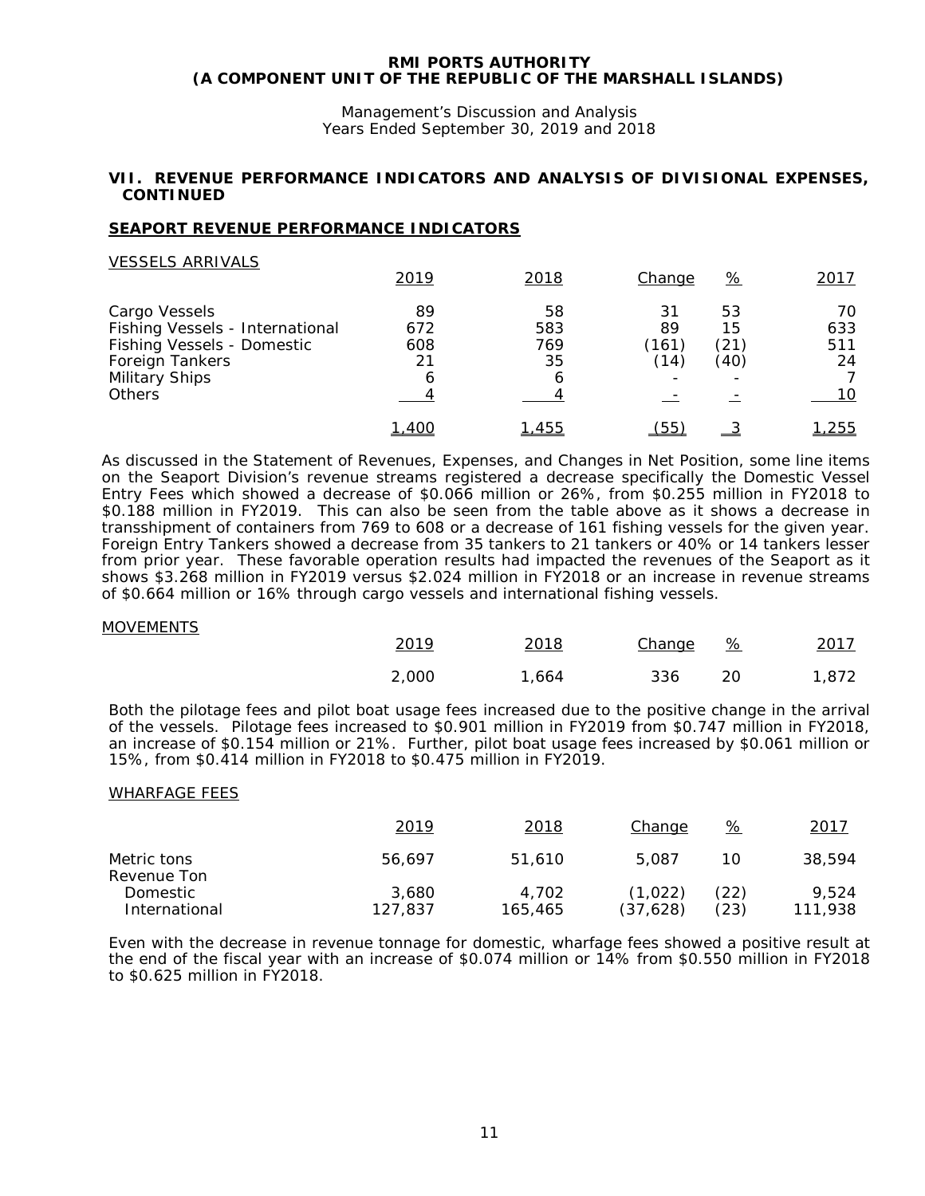**RMI PORTS AUTHORITY**
**(A COMPONENT UNIT OF THE REPUBLIC OF THE MARSHALL ISLANDS)**

Management's Discussion and Analysis
Years Ended September 30, 2019 and 2018

## VII. REVENUE PERFORMANCE INDICATORS AND ANALYSIS OF DIVISIONAL EXPENSES, CONTINUED

### SEAPORT REVENUE PERFORMANCE INDICATORS

VESSELS ARRIVALS

| | 2019 | 2018 | Change | % | 2017 |
|---|---|---|---|---|---|
| Cargo Vessels | 89 | 58 | 31 | 53 | 70 |
| Fishing Vessels - International | 672 | 583 | 89 | 15 | 633 |
| Fishing Vessels - Domestic | 608 | 769 | (161) | (21) | 511 |
| Foreign Tankers | 21 | 35 | (14) | (40) | 24 |
| Military Ships | 6 | 6 | - | - | 7 |
| Others | 4 | 4 | - | - | 10 |
| | 1,400 | 1,455 | (55) | 3 | 1,255 |

As discussed in the Statement of Revenues, Expenses, and Changes in Net Position, some line items on the Seaport Division's revenue streams registered a decrease specifically the Domestic Vessel Entry Fees which showed a decrease of $0.066 million or 26%, from $0.255 million in FY2018 to $0.188 million in FY2019. This can also be seen from the table above as it shows a decrease in transshipment of containers from 769 to 608 or a decrease of 161 fishing vessels for the given year. Foreign Entry Tankers showed a decrease from 35 tankers to 21 tankers or 40% or 14 tankers lesser from prior year. These favorable operation results had impacted the revenues of the Seaport as it shows $3.268 million in FY2019 versus $2.024 million in FY2018 or an increase in revenue streams of $0.664 million or 16% through cargo vessels and international fishing vessels.

MOVEMENTS

| 2019 | 2018 | Change | % | 2017 |
|---|---|---|---|---|
| 2,000 | 1,664 | 336 | 20 | 1,872 |

Both the pilotage fees and pilot boat usage fees increased due to the positive change in the arrival of the vessels. Pilotage fees increased to $0.901 million in FY2019 from $0.747 million in FY2018, an increase of $0.154 million or 21%. Further, pilot boat usage fees increased by $0.061 million or 15%, from $0.414 million in FY2018 to $0.475 million in FY2019.

WHARFAGE FEES

| | 2019 | 2018 | Change | % | 2017 |
|---|---|---|---|---|---|
| Metric tons | 56,697 | 51,610 | 5,087 | 10 | 38,594 |
| Revenue Ton | | | | | |
| Domestic | 3,680 | 4,702 | (1,022) | (22) | 9,524 |
| International | 127,837 | 165,465 | (37,628) | (23) | 111,938 |

Even with the decrease in revenue tonnage for domestic, wharfage fees showed a positive result at the end of the fiscal year with an increase of $0.074 million or 14% from $0.550 million in FY2018 to $0.625 million in FY2018.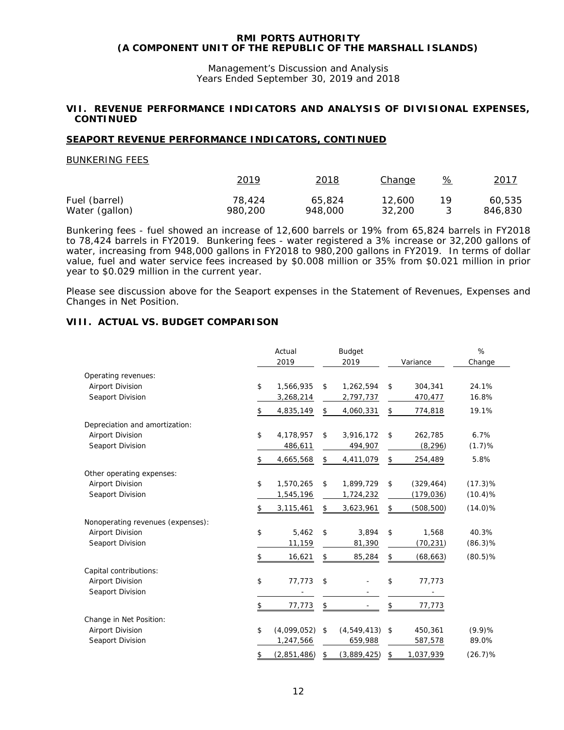## VII. REVENUE PERFORMANCE INDICATORS AND ANALYSIS OF DIVISIONAL EXPENSES, CONTINUED

### SEAPORT REVENUE PERFORMANCE INDICATORS, CONTINUED

BUNKERING FEES

| | 2019 | 2018 | Change | % | 2017 |
|---|---|---|---|---|---|
| Fuel (barrel) | 78,424 | 65,824 | 12,600 | 19 | 60,535 |
| Water (gallon) | 980,200 | 948,000 | 32,200 | 3 | 846,830 |

Bunkering fees - fuel showed an increase of 12,600 barrels or 19% from 65,824 barrels in FY2018 to 78,424 barrels in FY2019. Bunkering fees - water registered a 3% increase or 32,200 gallons of water, increasing from 948,000 gallons in FY2018 to 980,200 gallons in FY2019. In terms of dollar value, fuel and water service fees increased by $0.008 million or 35% from $0.021 million in prior year to $0.029 million in the current year.

Please see discussion above for the Seaport expenses in the Statement of Revenues, Expenses and Changes in Net Position.

## VIII. ACTUAL VS. BUDGET COMPARISON

| | Actual 2019 | Budget 2019 | Variance | % Change |
|---|---|---|---|---|
| Operating revenues: | | | | |
| Airport Division | $ 1,566,935 | $ 1,262,594 | $ 304,341 | 24.1% |
| Seaport Division | 3,268,214 | 2,797,737 | 470,477 | 16.8% |
| | $ 4,835,149 | $ 4,060,331 | $ 774,818 | 19.1% |
| Depreciation and amortization: | | | | |
| Airport Division | $ 4,178,957 | $ 3,916,172 | $ 262,785 | 6.7% |
| Seaport Division | 486,611 | 494,907 | (8,296) | (1.7)% |
| | $ 4,665,568 | $ 4,411,079 | $ 254,489 | 5.8% |
| Other operating expenses: | | | | |
| Airport Division | $ 1,570,265 | $ 1,899,729 | $ (329,464) | (17.3)% |
| Seaport Division | 1,545,196 | 1,724,232 | (179,036) | (10.4)% |
| | $ 3,115,461 | $ 3,623,961 | $ (508,500) | (14.0)% |
| Nonoperating revenues (expenses): | | | | |
| Airport Division | $ 5,462 | $ 3,894 | $ 1,568 | 40.3% |
| Seaport Division | 11,159 | 81,390 | (70,231) | (86.3)% |
| | $ 16,621 | $ 85,284 | $ (68,663) | (80.5)% |
| Capital contributions: | | | | |
| Airport Division | $ 77,773 | $ - | $ 77,773 | |
| Seaport Division | - | - | - | |
| | $ 77,773 | $ - | $ 77,773 | |
| Change in Net Position: | | | | |
| Airport Division | $ (4,099,052) | $ (4,549,413) | $ 450,361 | (9.9)% |
| Seaport Division | 1,247,566 | 659,988 | 587,578 | 89.0% |
| | $ (2,851,486) | $ (3,889,425) | $ 1,037,939 | (26.7)% |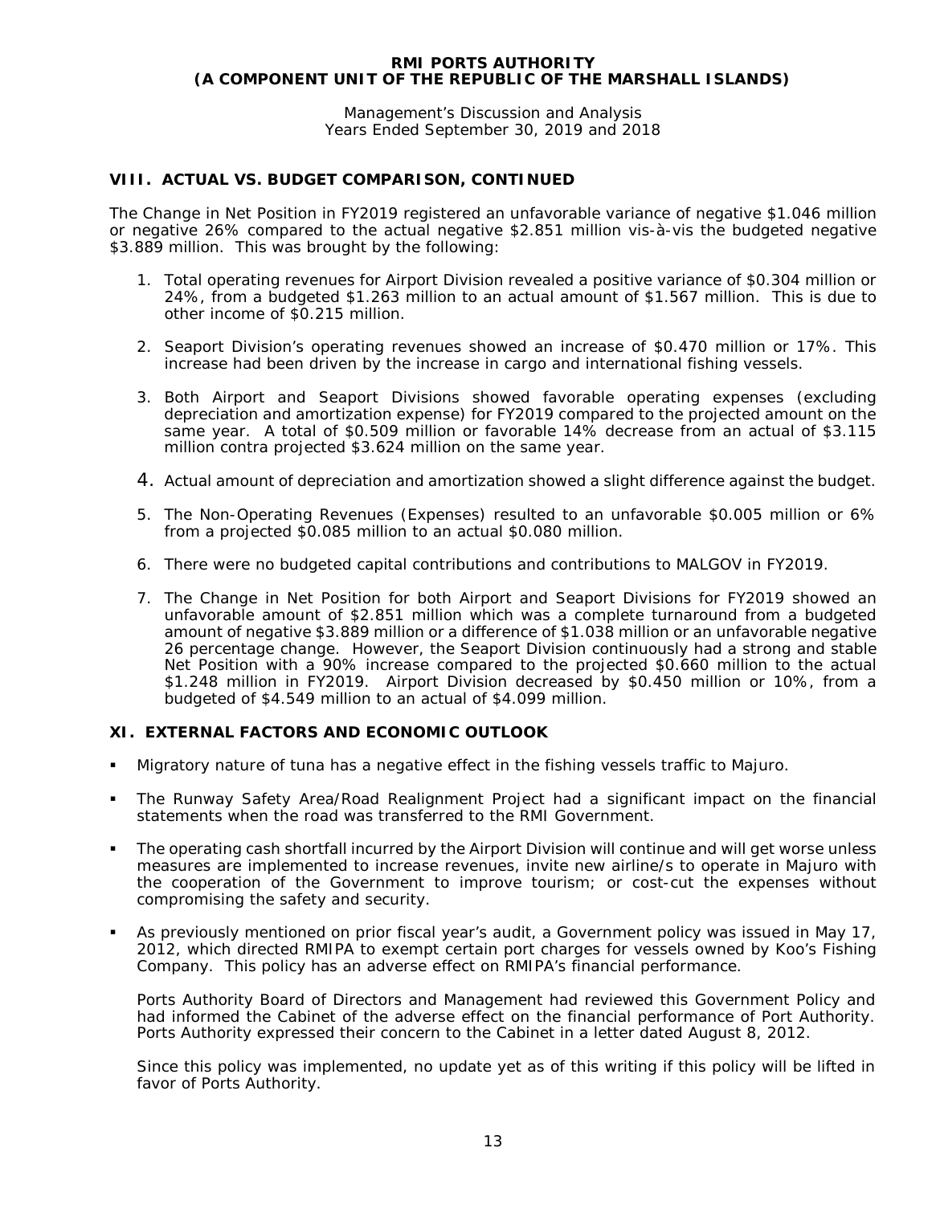## VIII. ACTUAL VS. BUDGET COMPARISON, CONTINUED

The Change in Net Position in FY2019 registered an unfavorable variance of negative $1.046 million or negative 26% compared to the actual negative $2.851 million vis-à-vis the budgeted negative $3.889 million. This was brought by the following:

1. Total operating revenues for Airport Division revealed a positive variance of $0.304 million or 24%, from a budgeted $1.263 million to an actual amount of $1.567 million. This is due to other income of $0.215 million.
2. Seaport Division's operating revenues showed an increase of $0.470 million or 17%. This increase had been driven by the increase in cargo and international fishing vessels.
3. Both Airport and Seaport Divisions showed favorable operating expenses (excluding depreciation and amortization expense) for FY2019 compared to the projected amount on the same year. A total of $0.509 million or favorable 14% decrease from an actual of $3.115 million contra projected $3.624 million on the same year.
4. Actual amount of depreciation and amortization showed a slight difference against the budget.
5. The Non-Operating Revenues (Expenses) resulted to an unfavorable $0.005 million or 6% from a projected $0.085 million to an actual $0.080 million.
6. There were no budgeted capital contributions and contributions to MALGOV in FY2019.
7. The Change in Net Position for both Airport and Seaport Divisions for FY2019 showed an unfavorable amount of $2.851 million which was a complete turnaround from a budgeted amount of negative $3.889 million or a difference of $1.038 million or an unfavorable negative 26 percentage change. However, the Seaport Division continuously had a strong and stable Net Position with a 90% increase compared to the projected $0.660 million to the actual $1.248 million in FY2019. Airport Division decreased by $0.450 million or 10%, from a budgeted of $4.549 million to an actual of $4.099 million.

## XI. EXTERNAL FACTORS AND ECONOMIC OUTLOOK

- Migratory nature of tuna has a negative effect in the fishing vessels traffic to Majuro.
- The Runway Safety Area/Road Realignment Project had a significant impact on the financial statements when the road was transferred to the RMI Government.
- The operating cash shortfall incurred by the Airport Division will continue and will get worse unless measures are implemented to increase revenues, invite new airline/s to operate in Majuro with the cooperation of the Government to improve tourism; or cost-cut the expenses without compromising the safety and security.
- As previously mentioned on prior fiscal year's audit, a Government policy was issued in May 17, 2012, which directed RMIPA to exempt certain port charges for vessels owned by Koo's Fishing Company. This policy has an adverse effect on RMIPA's financial performance.

  Ports Authority Board of Directors and Management had reviewed this Government Policy and had informed the Cabinet of the adverse effect on the financial performance of Port Authority. Ports Authority expressed their concern to the Cabinet in a letter dated August 8, 2012.

  Since this policy was implemented, no update yet as of this writing if this policy will be lifted in favor of Ports Authority.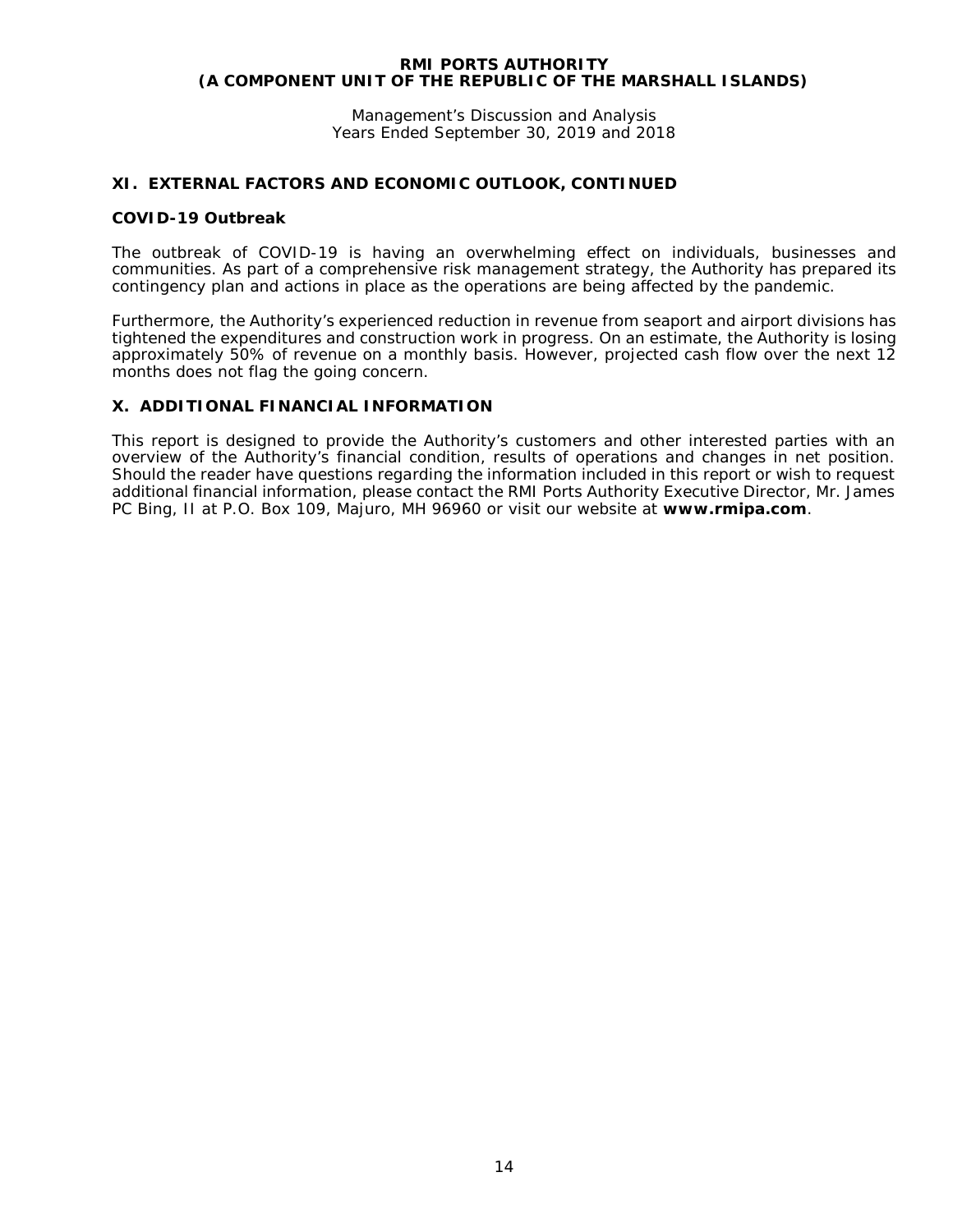## XI. EXTERNAL FACTORS AND ECONOMIC OUTLOOK, CONTINUED

### COVID-19 Outbreak

The outbreak of COVID-19 is having an overwhelming effect on individuals, businesses and communities. As part of a comprehensive risk management strategy, the Authority has prepared its contingency plan and actions in place as the operations are being affected by the pandemic.

Furthermore, the Authority's experienced reduction in revenue from seaport and airport divisions has tightened the expenditures and construction work in progress. On an estimate, the Authority is losing approximately 50% of revenue on a monthly basis. However, projected cash flow over the next 12 months does not flag the going concern.

## X. ADDITIONAL FINANCIAL INFORMATION

This report is designed to provide the Authority's customers and other interested parties with an overview of the Authority's financial condition, results of operations and changes in net position. Should the reader have questions regarding the information included in this report or wish to request additional financial information, please contact the RMI Ports Authority Executive Director, Mr. James PC Bing, II at P.O. Box 109, Majuro, MH 96960 or visit our website at **www.rmipa.com**.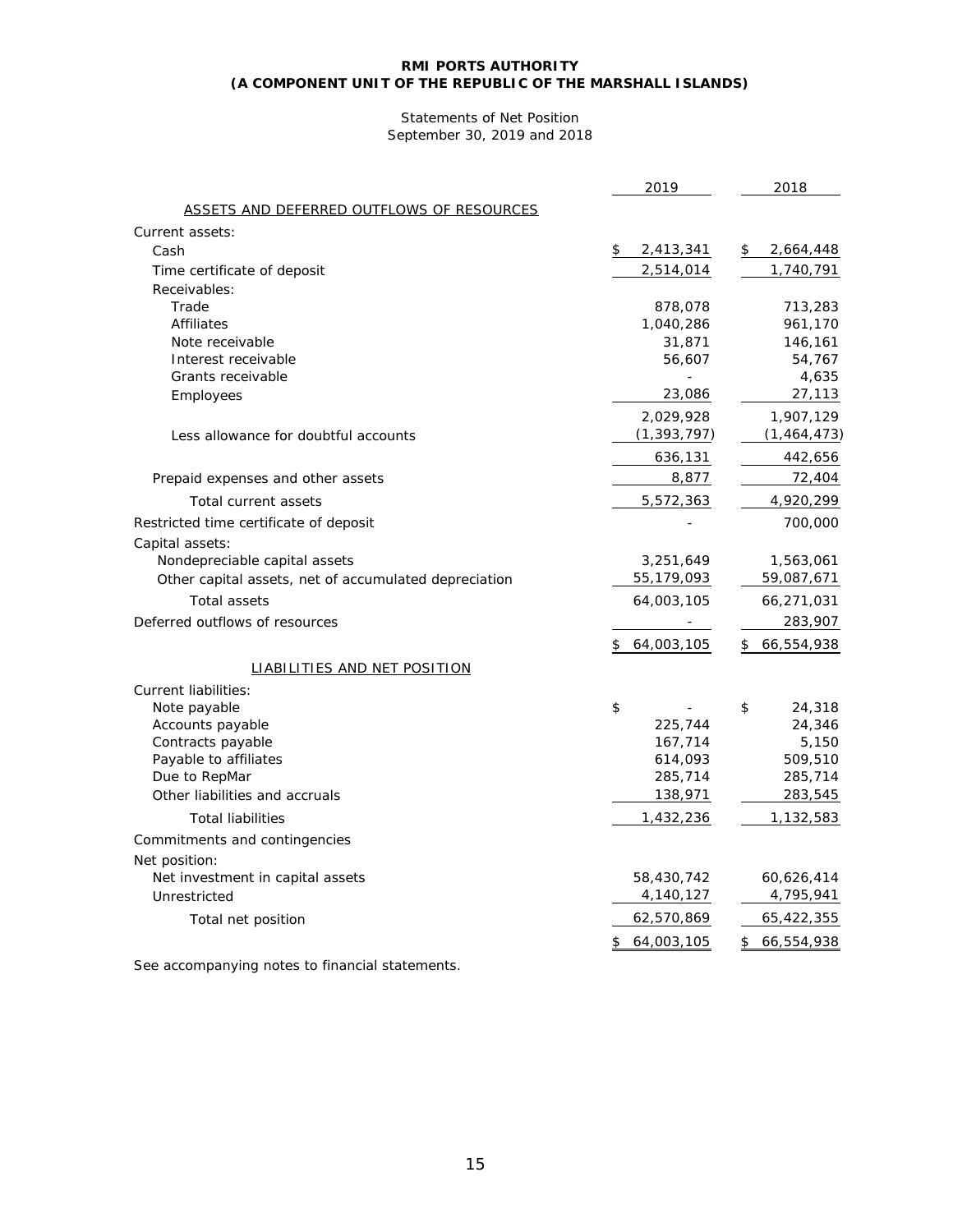**RMI PORTS AUTHORITY**
**(A COMPONENT UNIT OF THE REPUBLIC OF THE MARSHALL ISLANDS)**

Statements of Net Position
September 30, 2019 and 2018

| | 2019 | 2018 |
|---|---|---|
| ASSETS AND DEFERRED OUTFLOWS OF RESOURCES | | |
| Current assets: | | |
| Cash | $ 2,413,341 | $ 2,664,448 |
| Time certificate of deposit | 2,514,014 | 1,740,791 |
| Receivables: | | |
| Trade | 878,078 | 713,283 |
| Affiliates | 1,040,286 | 961,170 |
| Note receivable | 31,871 | 146,161 |
| Interest receivable | 56,607 | 54,767 |
| Grants receivable | - | 4,635 |
| Employees | 23,086 | 27,113 |
| | 2,029,928 | 1,907,129 |
| Less allowance for doubtful accounts | (1,393,797) | (1,464,473) |
| | 636,131 | 442,656 |
| Prepaid expenses and other assets | 8,877 | 72,404 |
| Total current assets | 5,572,363 | 4,920,299 |
| Restricted time certificate of deposit | - | 700,000 |
| Capital assets: | | |
| Nondepreciable capital assets | 3,251,649 | 1,563,061 |
| Other capital assets, net of accumulated depreciation | 55,179,093 | 59,087,671 |
| Total assets | 64,003,105 | 66,271,031 |
| Deferred outflows of resources | - | 283,907 |
| | $ 64,003,105 | $ 66,554,938 |
| LIABILITIES AND NET POSITION | | |
| Current liabilities: | | |
| Note payable | $ - | $ 24,318 |
| Accounts payable | 225,744 | 24,346 |
| Contracts payable | 167,714 | 5,150 |
| Payable to affiliates | 614,093 | 509,510 |
| Due to RepMar | 285,714 | 285,714 |
| Other liabilities and accruals | 138,971 | 283,545 |
| Total liabilities | 1,432,236 | 1,132,583 |
| Commitments and contingencies | | |
| Net position: | | |
| Net investment in capital assets | 58,430,742 | 60,626,414 |
| Unrestricted | 4,140,127 | 4,795,941 |
| Total net position | 62,570,869 | 65,422,355 |
| | $ 64,003,105 | $ 66,554,938 |

See accompanying notes to financial statements.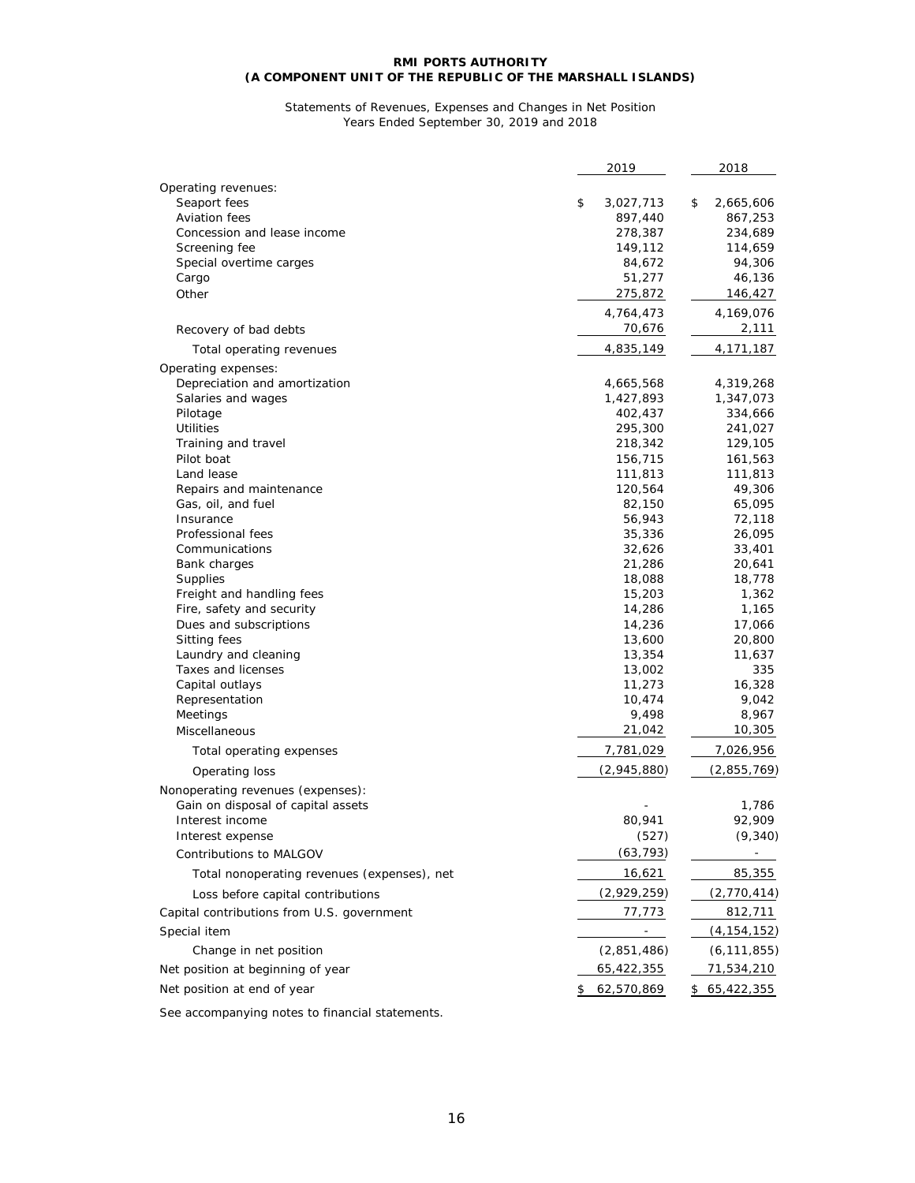**RMI PORTS AUTHORITY**
**(A COMPONENT UNIT OF THE REPUBLIC OF THE MARSHALL ISLANDS)**

Statements of Revenues, Expenses and Changes in Net Position
Years Ended September 30, 2019 and 2018

| | 2019 | 2018 |
|---|---|---|
| Operating revenues: | | |
| Seaport fees | $ 3,027,713 | $ 2,665,606 |
| Aviation fees | 897,440 | 867,253 |
| Concession and lease income | 278,387 | 234,689 |
| Screening fee | 149,112 | 114,659 |
| Special overtime carges | 84,672 | 94,306 |
| Cargo | 51,277 | 46,136 |
| Other | 275,872 | 146,427 |
| | 4,764,473 | 4,169,076 |
| Recovery of bad debts | 70,676 | 2,111 |
| Total operating revenues | 4,835,149 | 4,171,187 |
| Operating expenses: | | |
| Depreciation and amortization | 4,665,568 | 4,319,268 |
| Salaries and wages | 1,427,893 | 1,347,073 |
| Pilotage | 402,437 | 334,666 |
| Utilities | 295,300 | 241,027 |
| Training and travel | 218,342 | 129,105 |
| Pilot boat | 156,715 | 161,563 |
| Land lease | 111,813 | 111,813 |
| Repairs and maintenance | 120,564 | 49,306 |
| Gas, oil, and fuel | 82,150 | 65,095 |
| Insurance | 56,943 | 72,118 |
| Professional fees | 35,336 | 26,095 |
| Communications | 32,626 | 33,401 |
| Bank charges | 21,286 | 20,641 |
| Supplies | 18,088 | 18,778 |
| Freight and handling fees | 15,203 | 1,362 |
| Fire, safety and security | 14,286 | 1,165 |
| Dues and subscriptions | 14,236 | 17,066 |
| Sitting fees | 13,600 | 20,800 |
| Laundry and cleaning | 13,354 | 11,637 |
| Taxes and licenses | 13,002 | 335 |
| Capital outlays | 11,273 | 16,328 |
| Representation | 10,474 | 9,042 |
| Meetings | 9,498 | 8,967 |
| Miscellaneous | 21,042 | 10,305 |
| Total operating expenses | 7,781,029 | 7,026,956 |
| Operating loss | (2,945,880) | (2,855,769) |
| Nonoperating revenues (expenses): | | |
| Gain on disposal of capital assets | - | 1,786 |
| Interest income | 80,941 | 92,909 |
| Interest expense | (527) | (9,340) |
| Contributions to MALGOV | (63,793) | - |
| Total nonoperating revenues (expenses), net | 16,621 | 85,355 |
| Loss before capital contributions | (2,929,259) | (2,770,414) |
| Capital contributions from U.S. government | 77,773 | 812,711 |
| Special item | - | (4,154,152) |
| Change in net position | (2,851,486) | (6,111,855) |
| Net position at beginning of year | 65,422,355 | 71,534,210 |
| Net position at end of year | $ 62,570,869 | $ 65,422,355 |

See accompanying notes to financial statements.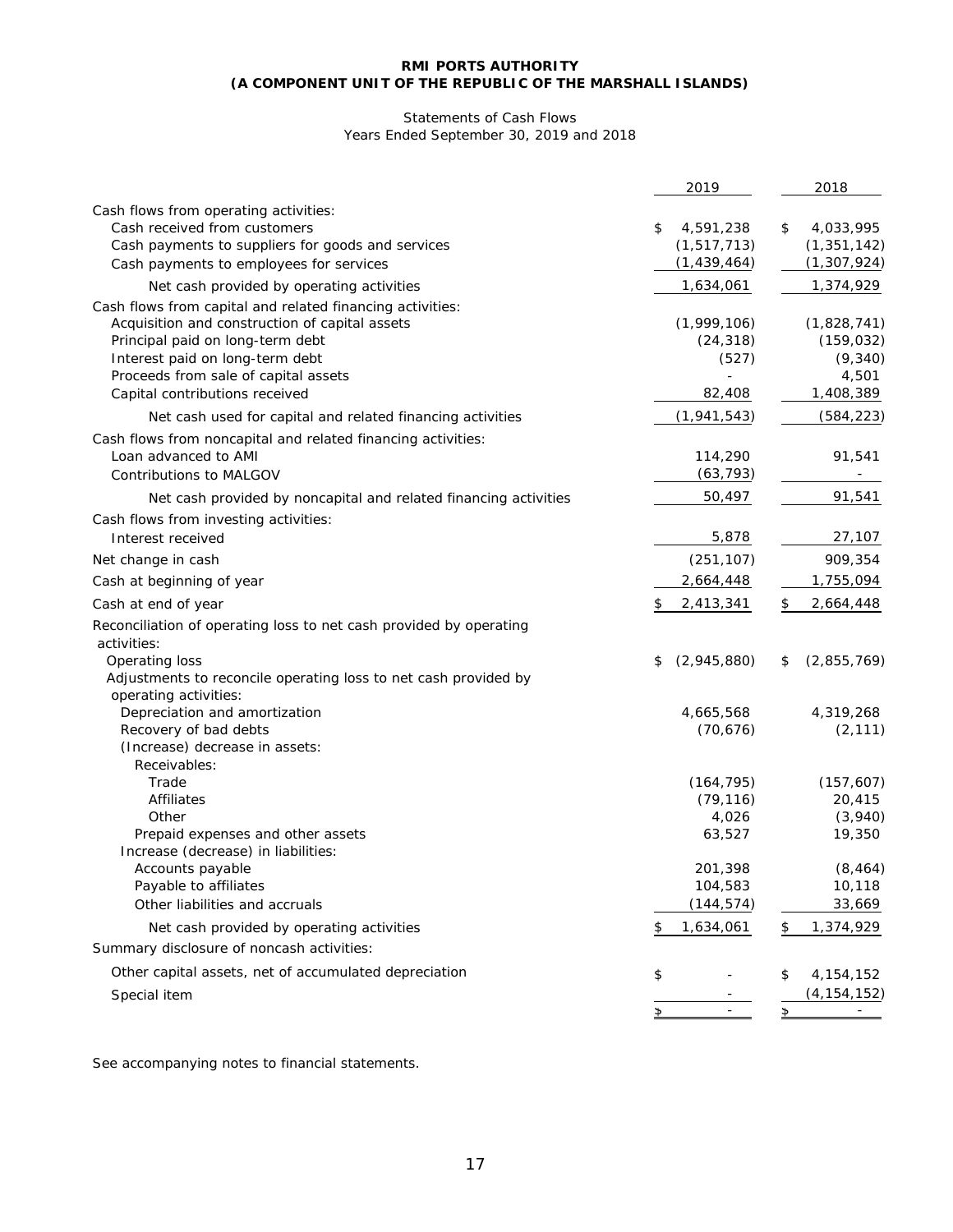**RMI PORTS AUTHORITY**
**(A COMPONENT UNIT OF THE REPUBLIC OF THE MARSHALL ISLANDS)**

Statements of Cash Flows
Years Ended September 30, 2019 and 2018

| | 2019 | 2018 |
|---|---|---|
| Cash flows from operating activities: | | |
| Cash received from customers | $ 4,591,238 | $ 4,033,995 |
| Cash payments to suppliers for goods and services | (1,517,713) | (1,351,142) |
| Cash payments to employees for services | (1,439,464) | (1,307,924) |
| Net cash provided by operating activities | 1,634,061 | 1,374,929 |
| Cash flows from capital and related financing activities: | | |
| Acquisition and construction of capital assets | (1,999,106) | (1,828,741) |
| Principal paid on long-term debt | (24,318) | (159,032) |
| Interest paid on long-term debt | (527) | (9,340) |
| Proceeds from sale of capital assets | - | 4,501 |
| Capital contributions received | 82,408 | 1,408,389 |
| Net cash used for capital and related financing activities | (1,941,543) | (584,223) |
| Cash flows from noncapital and related financing activities: | | |
| Loan advanced to AMI | 114,290 | 91,541 |
| Contributions to MALGOV | (63,793) | - |
| Net cash provided by noncapital and related financing activities | 50,497 | 91,541 |
| Cash flows from investing activities: | | |
| Interest received | 5,878 | 27,107 |
| Net change in cash | (251,107) | 909,354 |
| Cash at beginning of year | 2,664,448 | 1,755,094 |
| Cash at end of year | $ 2,413,341 | $ 2,664,448 |
| Reconciliation of operating loss to net cash provided by operating activities: | | |
| Operating loss | $ (2,945,880) | $ (2,855,769) |
| Adjustments to reconcile operating loss to net cash provided by operating activities: | | |
| Depreciation and amortization | 4,665,568 | 4,319,268 |
| Recovery of bad debts | (70,676) | (2,111) |
| (Increase) decrease in assets: | | |
| Receivables: | | |
| Trade | (164,795) | (157,607) |
| Affiliates | (79,116) | 20,415 |
| Other | 4,026 | (3,940) |
| Prepaid expenses and other assets | 63,527 | 19,350 |
| Increase (decrease) in liabilities: | | |
| Accounts payable | 201,398 | (8,464) |
| Payable to affiliates | 104,583 | 10,118 |
| Other liabilities and accruals | (144,574) | 33,669 |
| Net cash provided by operating activities | $ 1,634,061 | $ 1,374,929 |
| Summary disclosure of noncash activities: | | |
| Other capital assets, net of accumulated depreciation | $ - | $ 4,154,152 |
| Special item | - | (4,154,152) |
| | $ - | $ - |

See accompanying notes to financial statements.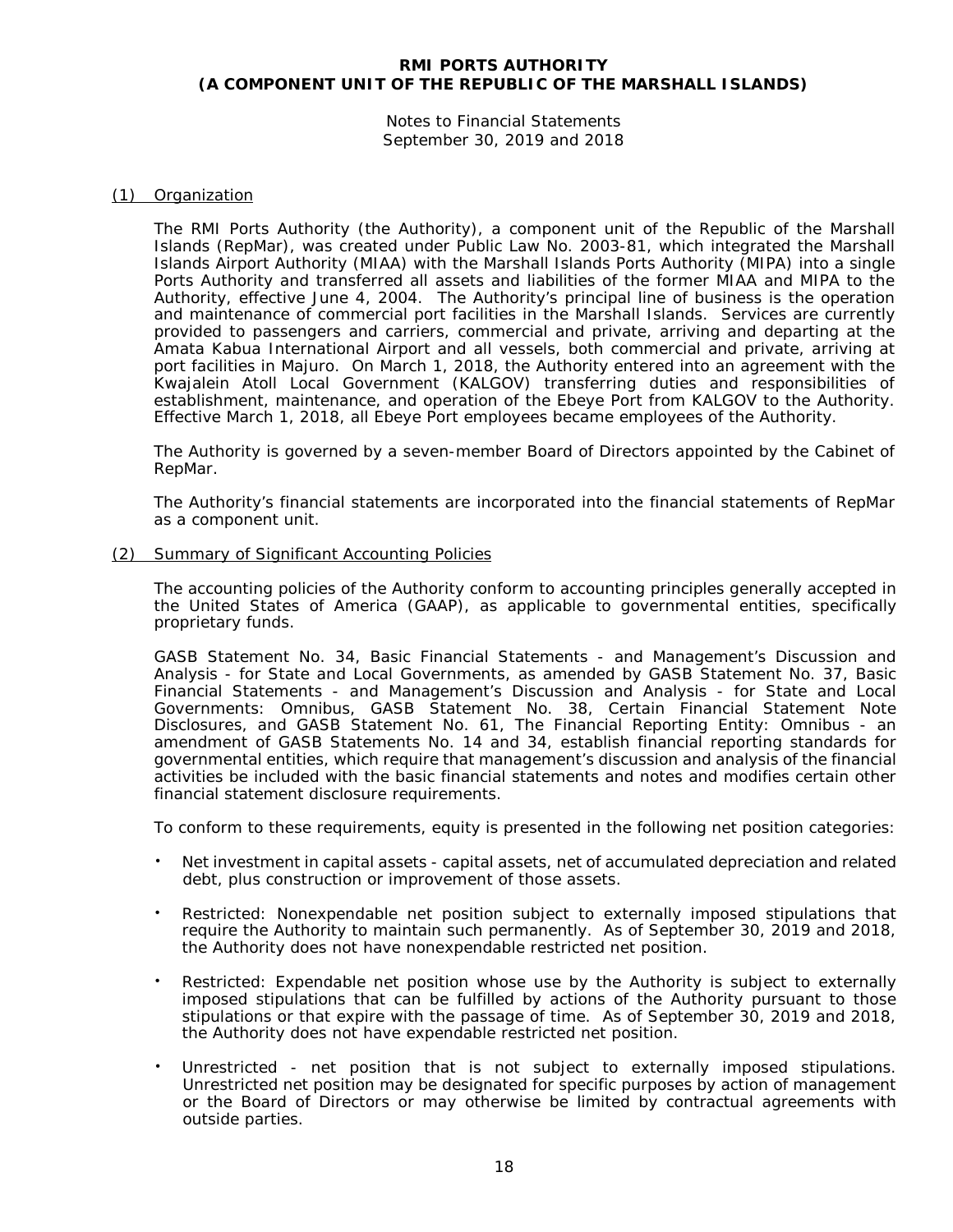**RMI PORTS AUTHORITY**
**(A COMPONENT UNIT OF THE REPUBLIC OF THE MARSHALL ISLANDS)**

Notes to Financial Statements
September 30, 2019 and 2018

## (1) Organization

The RMI Ports Authority (the Authority), a component unit of the Republic of the Marshall Islands (RepMar), was created under Public Law No. 2003-81, which integrated the Marshall Islands Airport Authority (MIAA) with the Marshall Islands Ports Authority (MIPA) into a single Ports Authority and transferred all assets and liabilities of the former MIAA and MIPA to the Authority, effective June 4, 2004. The Authority's principal line of business is the operation and maintenance of commercial port facilities in the Marshall Islands. Services are currently provided to passengers and carriers, commercial and private, arriving and departing at the Amata Kabua International Airport and all vessels, both commercial and private, arriving at port facilities in Majuro. On March 1, 2018, the Authority entered into an agreement with the Kwajalein Atoll Local Government (KALGOV) transferring duties and responsibilities of establishment, maintenance, and operation of the Ebeye Port from KALGOV to the Authority. Effective March 1, 2018, all Ebeye Port employees became employees of the Authority.

The Authority is governed by a seven-member Board of Directors appointed by the Cabinet of RepMar.

The Authority's financial statements are incorporated into the financial statements of RepMar as a component unit.

## (2) Summary of Significant Accounting Policies

The accounting policies of the Authority conform to accounting principles generally accepted in the United States of America (GAAP), as applicable to governmental entities, specifically proprietary funds.

GASB Statement No. 34, Basic Financial Statements - and Management's Discussion and Analysis - for State and Local Governments, as amended by GASB Statement No. 37, Basic Financial Statements - and Management's Discussion and Analysis - for State and Local Governments: Omnibus, GASB Statement No. 38, Certain Financial Statement Note Disclosures, and GASB Statement No. 61, The Financial Reporting Entity: Omnibus - an amendment of GASB Statements No. 14 and 34, establish financial reporting standards for governmental entities, which require that management's discussion and analysis of the financial activities be included with the basic financial statements and notes and modifies certain other financial statement disclosure requirements.

To conform to these requirements, equity is presented in the following net position categories:

- Net investment in capital assets - capital assets, net of accumulated depreciation and related debt, plus construction or improvement of those assets.
- Restricted: Nonexpendable net position subject to externally imposed stipulations that require the Authority to maintain such permanently. As of September 30, 2019 and 2018, the Authority does not have nonexpendable restricted net position.
- Restricted: Expendable net position whose use by the Authority is subject to externally imposed stipulations that can be fulfilled by actions of the Authority pursuant to those stipulations or that expire with the passage of time. As of September 30, 2019 and 2018, the Authority does not have expendable restricted net position.
- Unrestricted - net position that is not subject to externally imposed stipulations. Unrestricted net position may be designated for specific purposes by action of management or the Board of Directors or may otherwise be limited by contractual agreements with outside parties.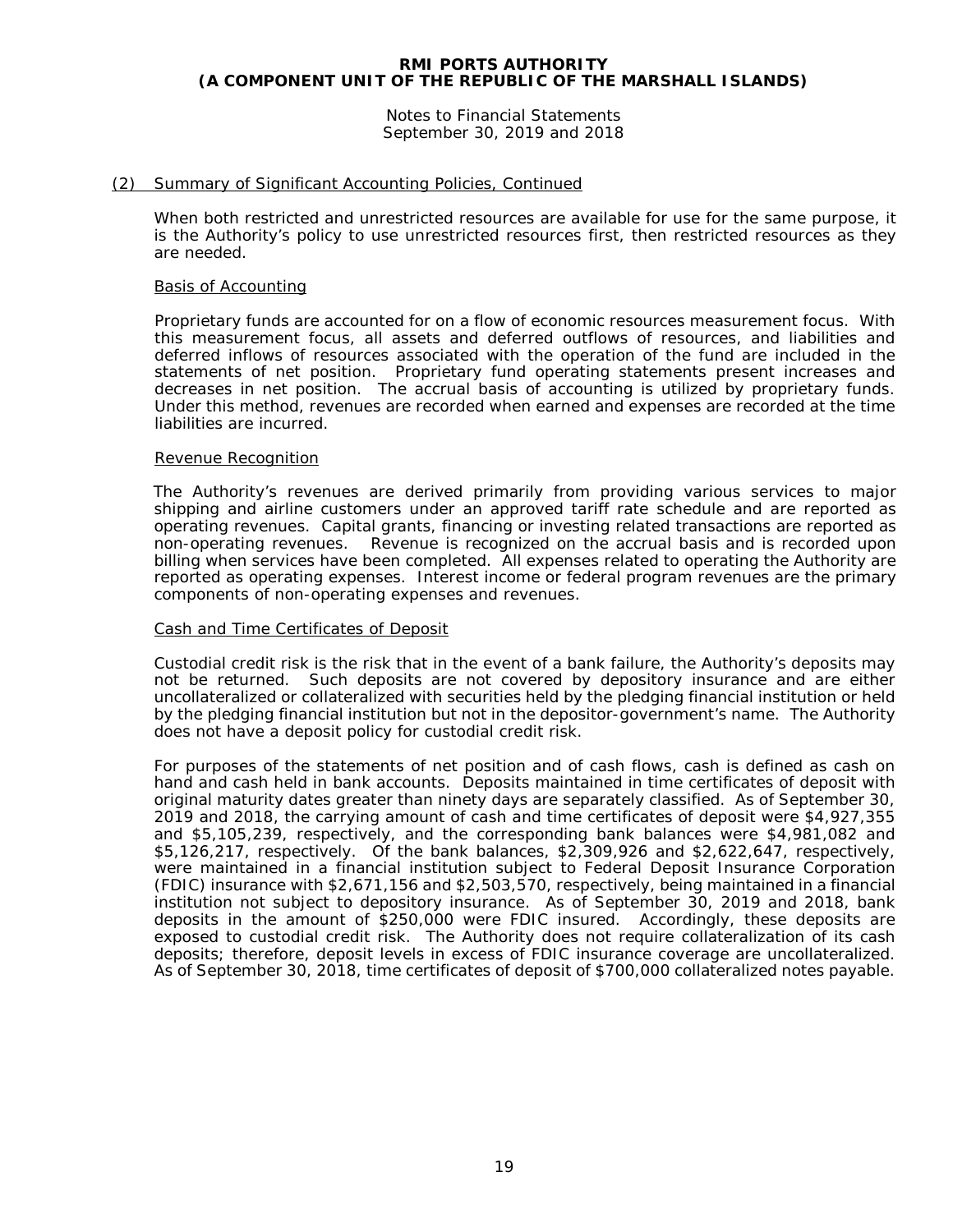### (2) Summary of Significant Accounting Policies, Continued

When both restricted and unrestricted resources are available for use for the same purpose, it is the Authority's policy to use unrestricted resources first, then restricted resources as they are needed.

#### Basis of Accounting

Proprietary funds are accounted for on a flow of economic resources measurement focus. With this measurement focus, all assets and deferred outflows of resources, and liabilities and deferred inflows of resources associated with the operation of the fund are included in the statements of net position. Proprietary fund operating statements present increases and decreases in net position. The accrual basis of accounting is utilized by proprietary funds. Under this method, revenues are recorded when earned and expenses are recorded at the time liabilities are incurred.

#### Revenue Recognition

The Authority's revenues are derived primarily from providing various services to major shipping and airline customers under an approved tariff rate schedule and are reported as operating revenues. Capital grants, financing or investing related transactions are reported as non-operating revenues. Revenue is recognized on the accrual basis and is recorded upon billing when services have been completed. All expenses related to operating the Authority are reported as operating expenses. Interest income or federal program revenues are the primary components of non-operating expenses and revenues.

#### Cash and Time Certificates of Deposit

Custodial credit risk is the risk that in the event of a bank failure, the Authority's deposits may not be returned. Such deposits are not covered by depository insurance and are either uncollateralized or collateralized with securities held by the pledging financial institution or held by the pledging financial institution but not in the depositor-government's name. The Authority does not have a deposit policy for custodial credit risk.

For purposes of the statements of net position and of cash flows, cash is defined as cash on hand and cash held in bank accounts. Deposits maintained in time certificates of deposit with original maturity dates greater than ninety days are separately classified. As of September 30, 2019 and 2018, the carrying amount of cash and time certificates of deposit were $4,927,355 and $5,105,239, respectively, and the corresponding bank balances were $4,981,082 and $5,126,217, respectively. Of the bank balances, $2,309,926 and $2,622,647, respectively, were maintained in a financial institution subject to Federal Deposit Insurance Corporation (FDIC) insurance with $2,671,156 and $2,503,570, respectively, being maintained in a financial institution not subject to depository insurance. As of September 30, 2019 and 2018, bank deposits in the amount of $250,000 were FDIC insured. Accordingly, these deposits are exposed to custodial credit risk. The Authority does not require collateralization of its cash deposits; therefore, deposit levels in excess of FDIC insurance coverage are uncollateralized. As of September 30, 2018, time certificates of deposit of $700,000 collateralized notes payable.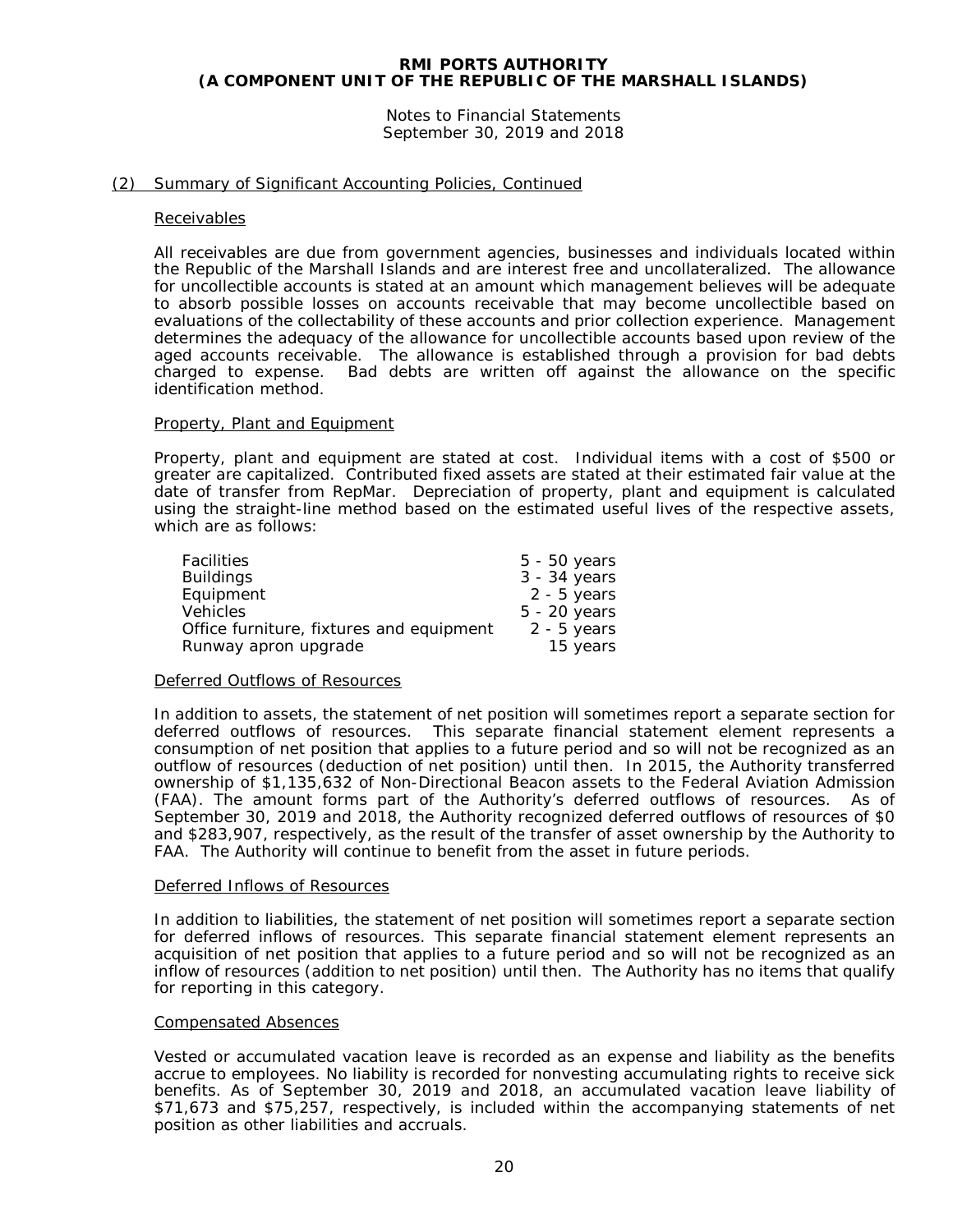# RMI PORTS AUTHORITY
# (A COMPONENT UNIT OF THE REPUBLIC OF THE MARSHALL ISLANDS)

Notes to Financial Statements
September 30, 2019 and 2018

## (2) Summary of Significant Accounting Policies, Continued

### Receivables

All receivables are due from government agencies, businesses and individuals located within the Republic of the Marshall Islands and are interest free and uncollateralized. The allowance for uncollectible accounts is stated at an amount which management believes will be adequate to absorb possible losses on accounts receivable that may become uncollectible based on evaluations of the collectability of these accounts and prior collection experience. Management determines the adequacy of the allowance for uncollectible accounts based upon review of the aged accounts receivable. The allowance is established through a provision for bad debts charged to expense. Bad debts are written off against the allowance on the specific identification method.

### Property, Plant and Equipment

Property, plant and equipment are stated at cost. Individual items with a cost of $500 or greater are capitalized. Contributed fixed assets are stated at their estimated fair value at the date of transfer from RepMar. Depreciation of property, plant and equipment is calculated using the straight-line method based on the estimated useful lives of the respective assets, which are as follows:

| | |
|---|---|
| Facilities | 5 - 50 years |
| Buildings | 3 - 34 years |
| Equipment | 2 - 5 years |
| Vehicles | 5 - 20 years |
| Office furniture, fixtures and equipment | 2 - 5 years |
| Runway apron upgrade | 15 years |

### Deferred Outflows of Resources

In addition to assets, the statement of net position will sometimes report a separate section for deferred outflows of resources. This separate financial statement element represents a consumption of net position that applies to a future period and so will not be recognized as an outflow of resources (deduction of net position) until then. In 2015, the Authority transferred ownership of $1,135,632 of Non-Directional Beacon assets to the Federal Aviation Admission (FAA). The amount forms part of the Authority's deferred outflows of resources. As of September 30, 2019 and 2018, the Authority recognized deferred outflows of resources of $0 and $283,907, respectively, as the result of the transfer of asset ownership by the Authority to FAA. The Authority will continue to benefit from the asset in future periods.

### Deferred Inflows of Resources

In addition to liabilities, the statement of net position will sometimes report a separate section for deferred inflows of resources. This separate financial statement element represents an acquisition of net position that applies to a future period and so will not be recognized as an inflow of resources (addition to net position) until then. The Authority has no items that qualify for reporting in this category.

### Compensated Absences

Vested or accumulated vacation leave is recorded as an expense and liability as the benefits accrue to employees. No liability is recorded for nonvesting accumulating rights to receive sick benefits. As of September 30, 2019 and 2018, an accumulated vacation leave liability of $71,673 and $75,257, respectively, is included within the accompanying statements of net position as other liabilities and accruals.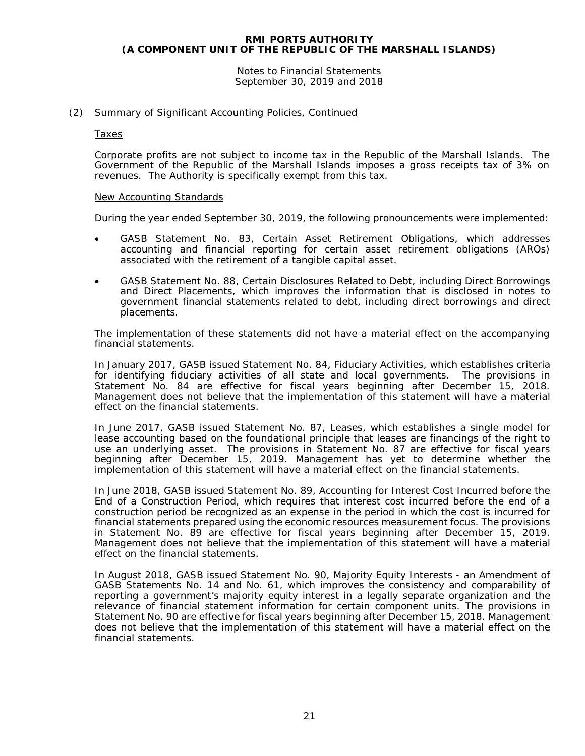## (2) Summary of Significant Accounting Policies, Continued

### Taxes

Corporate profits are not subject to income tax in the Republic of the Marshall Islands. The Government of the Republic of the Marshall Islands imposes a gross receipts tax of 3% on revenues. The Authority is specifically exempt from this tax.

### New Accounting Standards

During the year ended September 30, 2019, the following pronouncements were implemented:

- GASB Statement No. 83, Certain Asset Retirement Obligations, which addresses accounting and financial reporting for certain asset retirement obligations (AROs) associated with the retirement of a tangible capital asset.
- GASB Statement No. 88, Certain Disclosures Related to Debt, including Direct Borrowings and Direct Placements, which improves the information that is disclosed in notes to government financial statements related to debt, including direct borrowings and direct placements.

The implementation of these statements did not have a material effect on the accompanying financial statements.

In January 2017, GASB issued Statement No. 84, Fiduciary Activities, which establishes criteria for identifying fiduciary activities of all state and local governments. The provisions in Statement No. 84 are effective for fiscal years beginning after December 15, 2018. Management does not believe that the implementation of this statement will have a material effect on the financial statements.

In June 2017, GASB issued Statement No. 87, Leases, which establishes a single model for lease accounting based on the foundational principle that leases are financings of the right to use an underlying asset. The provisions in Statement No. 87 are effective for fiscal years beginning after December 15, 2019. Management has yet to determine whether the implementation of this statement will have a material effect on the financial statements.

In June 2018, GASB issued Statement No. 89, Accounting for Interest Cost Incurred before the End of a Construction Period, which requires that interest cost incurred before the end of a construction period be recognized as an expense in the period in which the cost is incurred for financial statements prepared using the economic resources measurement focus. The provisions in Statement No. 89 are effective for fiscal years beginning after December 15, 2019. Management does not believe that the implementation of this statement will have a material effect on the financial statements.

In August 2018, GASB issued Statement No. 90, Majority Equity Interests - an Amendment of GASB Statements No. 14 and No. 61, which improves the consistency and comparability of reporting a government's majority equity interest in a legally separate organization and the relevance of financial statement information for certain component units. The provisions in Statement No. 90 are effective for fiscal years beginning after December 15, 2018. Management does not believe that the implementation of this statement will have a material effect on the financial statements.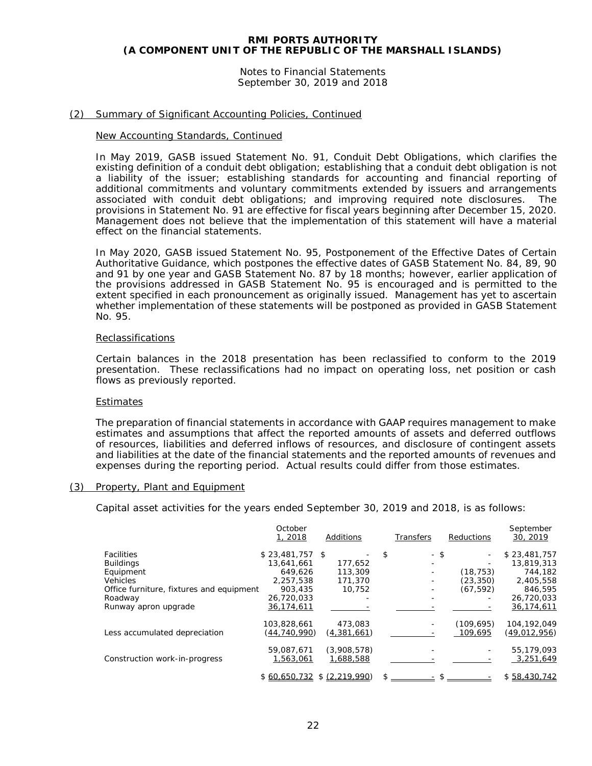## (2) Summary of Significant Accounting Policies, Continued

### New Accounting Standards, Continued

In May 2019, GASB issued Statement No. 91, Conduit Debt Obligations, which clarifies the existing definition of a conduit debt obligation; establishing that a conduit debt obligation is not a liability of the issuer; establishing standards for accounting and financial reporting of additional commitments and voluntary commitments extended by issuers and arrangements associated with conduit debt obligations; and improving required note disclosures. The provisions in Statement No. 91 are effective for fiscal years beginning after December 15, 2020. Management does not believe that the implementation of this statement will have a material effect on the financial statements.

In May 2020, GASB issued Statement No. 95, Postponement of the Effective Dates of Certain Authoritative Guidance, which postpones the effective dates of GASB Statement No. 84, 89, 90 and 91 by one year and GASB Statement No. 87 by 18 months; however, earlier application of the provisions addressed in GASB Statement No. 95 is encouraged and is permitted to the extent specified in each pronouncement as originally issued. Management has yet to ascertain whether implementation of these statements will be postponed as provided in GASB Statement No. 95.

### Reclassifications

Certain balances in the 2018 presentation has been reclassified to conform to the 2019 presentation. These reclassifications had no impact on operating loss, net position or cash flows as previously reported.

### Estimates

The preparation of financial statements in accordance with GAAP requires management to make estimates and assumptions that affect the reported amounts of assets and deferred outflows of resources, liabilities and deferred inflows of resources, and disclosure of contingent assets and liabilities at the date of the financial statements and the reported amounts of revenues and expenses during the reporting period. Actual results could differ from those estimates.

## (3) Property, Plant and Equipment

Capital asset activities for the years ended September 30, 2019 and 2018, is as follows:

| | October 1, 2018 | Additions | Transfers | Reductions | September 30, 2019 |
|---|---|---|---|---|---|
| Facilities | $ 23,481,757 | $ - | $ - | $ - | $ 23,481,757 |
| Buildings | 13,641,661 | 177,652 | - | - | 13,819,313 |
| Equipment | 649,626 | 113,309 | - | (18,753) | 744,182 |
| Vehicles | 2,257,538 | 171,370 | - | (23,350) | 2,405,558 |
| Office furniture, fixtures and equipment | 903,435 | 10,752 | - | (67,592) | 846,595 |
| Roadway | 26,720,033 | - | - | - | 26,720,033 |
| Runway apron upgrade | 36,174,611 | - | - | - | 36,174,611 |
| | 103,828,661 | 473,083 | - | (109,695) | 104,192,049 |
| Less accumulated depreciation | (44,740,990) | (4,381,661) | - | 109,695 | (49,012,956) |
| | 59,087,671 | (3,908,578) | - | - | 55,179,093 |
| Construction work-in-progress | 1,563,061 | 1,688,588 | - | - | 3,251,649 |
| | $ 60,650,732 | $ (2,219,990) | $ - | $ - | $ 58,430,742 |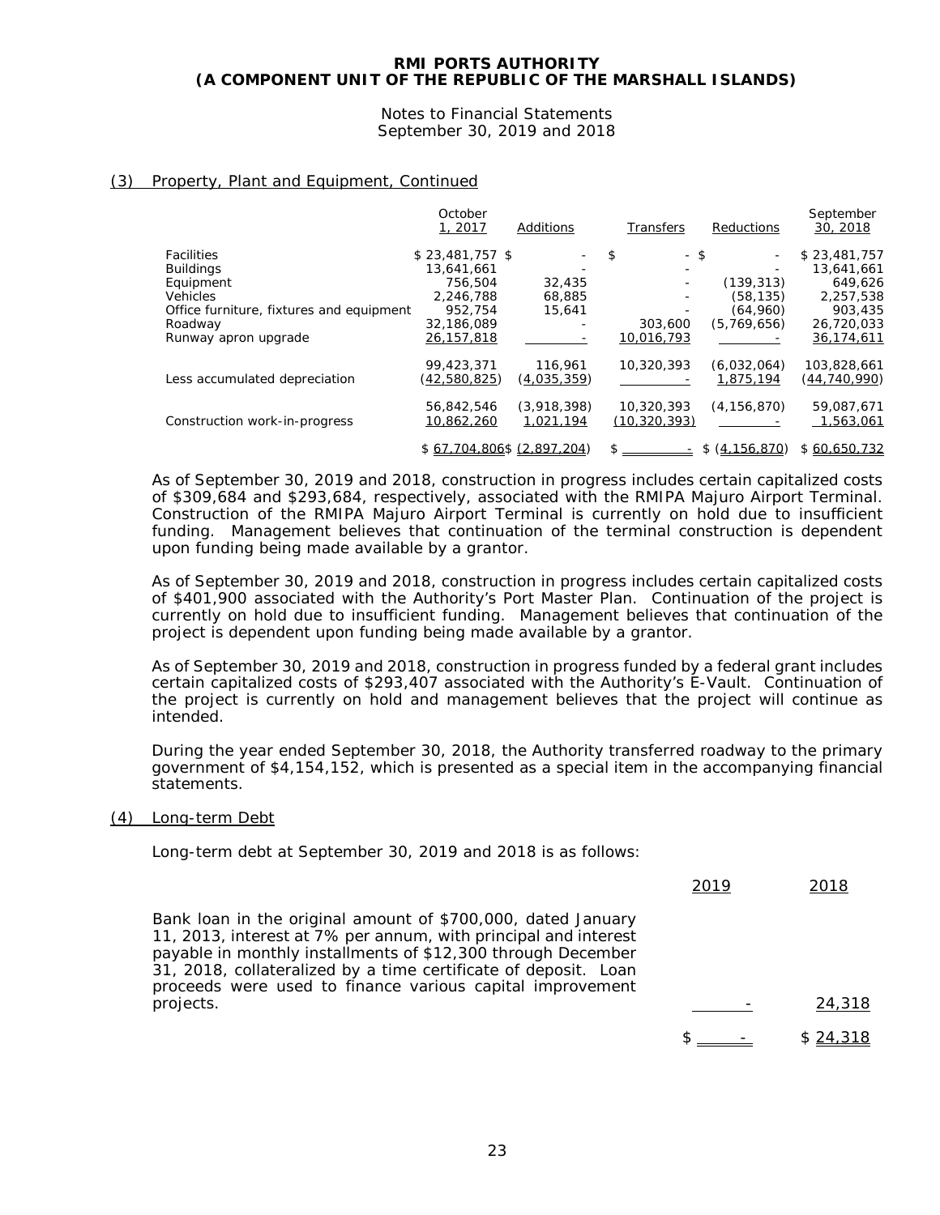**RMI PORTS AUTHORITY**
**(A COMPONENT UNIT OF THE REPUBLIC OF THE MARSHALL ISLANDS)**

Notes to Financial Statements
September 30, 2019 and 2018

## (3) Property, Plant and Equipment, Continued

| | October 1, 2017 | Additions | Transfers | Reductions | September 30, 2018 |
|---|---|---|---|---|---|
| Facilities | $ 23,481,757 | $ - | $ - | $ - | $ 23,481,757 |
| Buildings | 13,641,661 | - | - | - | 13,641,661 |
| Equipment | 756,504 | 32,435 | - | (139,313) | 649,626 |
| Vehicles | 2,246,788 | 68,885 | - | (58,135) | 2,257,538 |
| Office furniture, fixtures and equipment | 952,754 | 15,641 | - | (64,960) | 903,435 |
| Roadway | 32,186,089 | - | 303,600 | (5,769,656) | 26,720,033 |
| Runway apron upgrade | 26,157,818 | - | 10,016,793 | - | 36,174,611 |
| | 99,423,371 | 116,961 | 10,320,393 | (6,032,064) | 103,828,661 |
| Less accumulated depreciation | (42,580,825) | (4,035,359) | - | 1,875,194 | (44,740,990) |
| | 56,842,546 | (3,918,398) | 10,320,393 | (4,156,870) | 59,087,671 |
| Construction work-in-progress | 10,862,260 | 1,021,194 | (10,320,393) | - | 1,563,061 |
| | $ 67,704,806 | $ (2,897,204) | $ - | $ (4,156,870) | $ 60,650,732 |

As of September 30, 2019 and 2018, construction in progress includes certain capitalized costs of $309,684 and $293,684, respectively, associated with the RMIPA Majuro Airport Terminal. Construction of the RMIPA Majuro Airport Terminal is currently on hold due to insufficient funding. Management believes that continuation of the terminal construction is dependent upon funding being made available by a grantor.

As of September 30, 2019 and 2018, construction in progress includes certain capitalized costs of $401,900 associated with the Authority's Port Master Plan. Continuation of the project is currently on hold due to insufficient funding. Management believes that continuation of the project is dependent upon funding being made available by a grantor.

As of September 30, 2019 and 2018, construction in progress funded by a federal grant includes certain capitalized costs of $293,407 associated with the Authority's E-Vault. Continuation of the project is currently on hold and management believes that the project will continue as intended.

During the year ended September 30, 2018, the Authority transferred roadway to the primary government of $4,154,152, which is presented as a special item in the accompanying financial statements.

## (4) Long-term Debt

Long-term debt at September 30, 2019 and 2018 is as follows:

| | 2019 | 2018 |
|---|---|---|
| Bank loan in the original amount of $700,000, dated January 11, 2013, interest at 7% per annum, with principal and interest payable in monthly installments of $12,300 through December 31, 2018, collateralized by a time certificate of deposit. Loan proceeds were used to finance various capital improvement projects. | - | 24,318 |
| | $ - | $ 24,318 |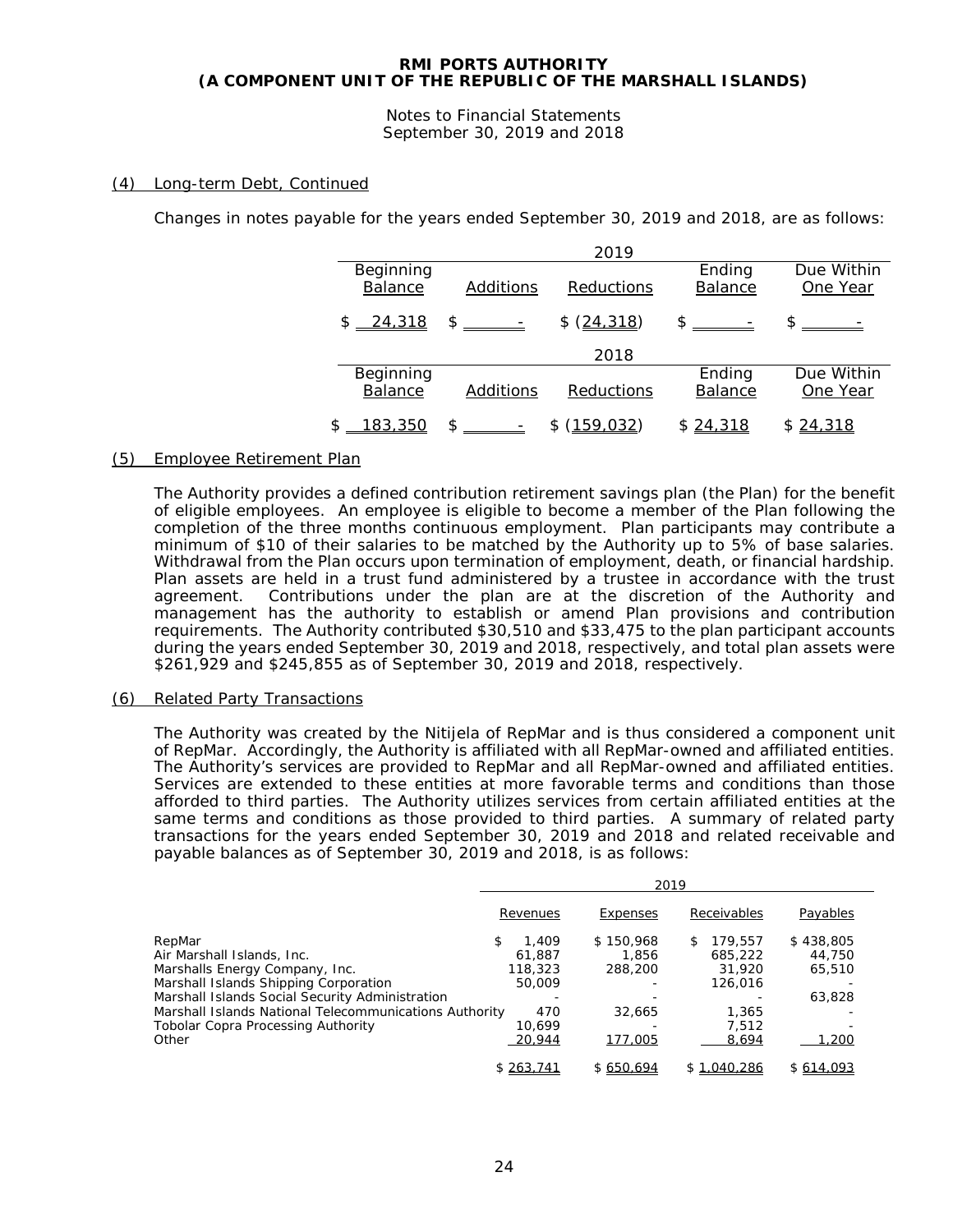## (4) Long-term Debt, Continued

Changes in notes payable for the years ended September 30, 2019 and 2018, are as follows:

| 2019 | | | | |
|---|---|---|---|---|
| Beginning Balance | Additions | Reductions | Ending Balance | Due Within One Year |
| $ 24,318 | $ - | $ (24,318) | $ - | $ - |

| 2018 | | | | |
|---|---|---|---|---|
| Beginning Balance | Additions | Reductions | Ending Balance | Due Within One Year |
| $ 183,350 | $ - | $ (159,032) | $ 24,318 | $ 24,318 |

## (5) Employee Retirement Plan

The Authority provides a defined contribution retirement savings plan (the Plan) for the benefit of eligible employees. An employee is eligible to become a member of the Plan following the completion of the three months continuous employment. Plan participants may contribute a minimum of $10 of their salaries to be matched by the Authority up to 5% of base salaries. Withdrawal from the Plan occurs upon termination of employment, death, or financial hardship. Plan assets are held in a trust fund administered by a trustee in accordance with the trust agreement. Contributions under the plan are at the discretion of the Authority and management has the authority to establish or amend Plan provisions and contribution requirements. The Authority contributed $30,510 and $33,475 to the plan participant accounts during the years ended September 30, 2019 and 2018, respectively, and total plan assets were $261,929 and $245,855 as of September 30, 2019 and 2018, respectively.

## (6) Related Party Transactions

The Authority was created by the Nitijela of RepMar and is thus considered a component unit of RepMar. Accordingly, the Authority is affiliated with all RepMar-owned and affiliated entities. The Authority's services are provided to RepMar and all RepMar-owned and affiliated entities. Services are extended to these entities at more favorable terms and conditions than those afforded to third parties. The Authority utilizes services from certain affiliated entities at the same terms and conditions as those provided to third parties. A summary of related party transactions for the years ended September 30, 2019 and 2018 and related receivable and payable balances as of September 30, 2019 and 2018, is as follows:

| | 2019 | | | |
|---|---|---|---|---|
| | Revenues | Expenses | Receivables | Payables |
| RepMar | $ 1,409 | $ 150,968 | $ 179,557 | $ 438,805 |
| Air Marshall Islands, Inc. | 61,887 | 1,856 | 685,222 | 44,750 |
| Marshalls Energy Company, Inc. | 118,323 | 288,200 | 31,920 | 65,510 |
| Marshall Islands Shipping Corporation | 50,009 | - | 126,016 | - |
| Marshall Islands Social Security Administration | - | - | - | 63,828 |
| Marshall Islands National Telecommunications Authority | 470 | 32,665 | 1,365 | - |
| Tobolar Copra Processing Authority | 10,699 | - | 7,512 | - |
| Other | 20,944 | 177,005 | 8,694 | 1,200 |
| | $ 263,741 | $ 650,694 | $ 1,040,286 | $ 614,093 |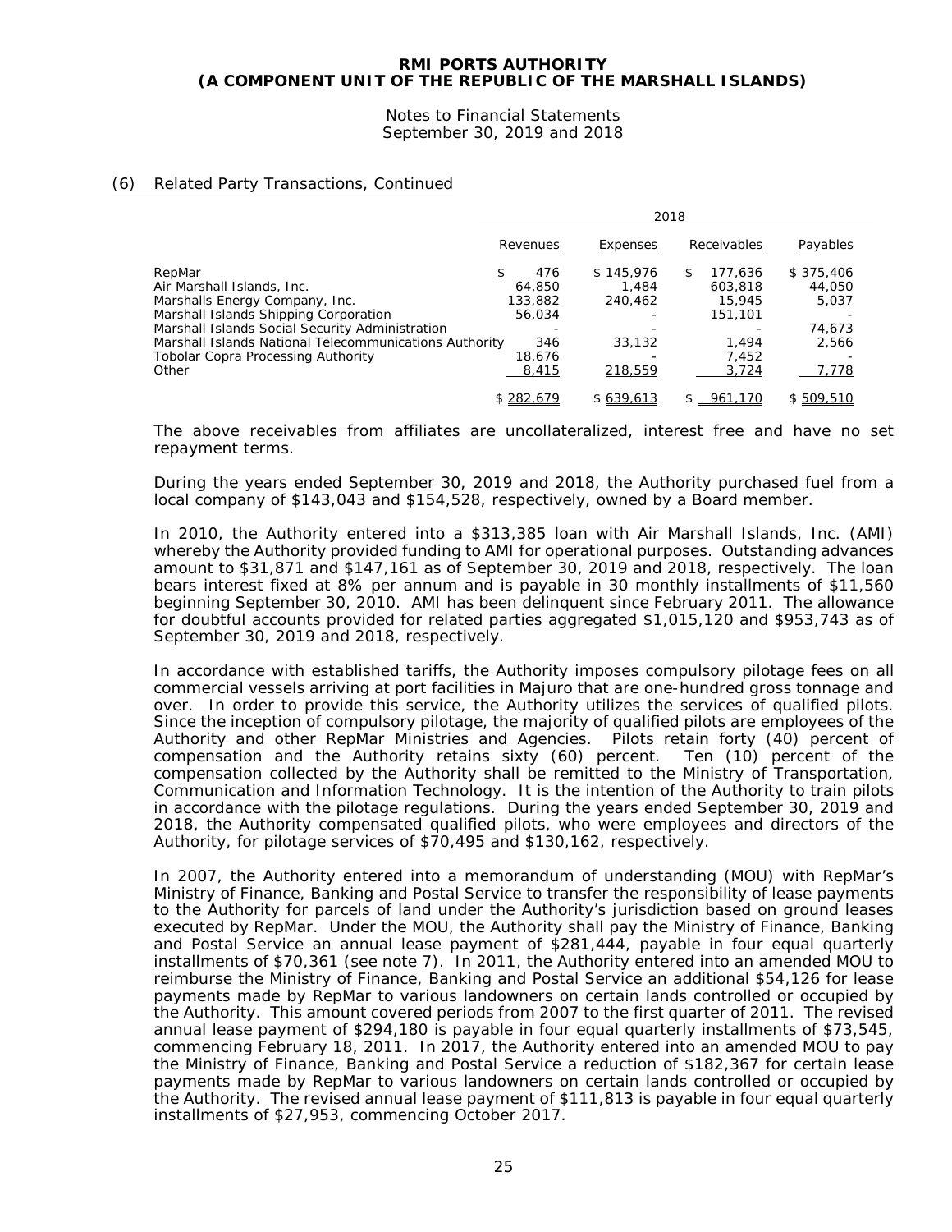## (6) Related Party Transactions, Continued

| | 2018 | | | |
|---|---|---|---|---|
| | Revenues | Expenses | Receivables | Payables |
| RepMar | $ 476 | $ 145,976 | $ 177,636 | $ 375,406 |
| Air Marshall Islands, Inc. | 64,850 | 1,484 | 603,818 | 44,050 |
| Marshalls Energy Company, Inc. | 133,882 | 240,462 | 15,945 | 5,037 |
| Marshall Islands Shipping Corporation | 56,034 | - | 151,101 | - |
| Marshall Islands Social Security Administration | - | - | - | 74,673 |
| Marshall Islands National Telecommunications Authority | 346 | 33,132 | 1,494 | 2,566 |
| Tobolar Copra Processing Authority | 18,676 | - | 7,452 | - |
| Other | 8,415 | 218,559 | 3,724 | 7,778 |
| | $ 282,679 | $ 639,613 | $ 961,170 | $ 509,510 |

The above receivables from affiliates are uncollateralized, interest free and have no set repayment terms.

During the years ended September 30, 2019 and 2018, the Authority purchased fuel from a local company of $143,043 and $154,528, respectively, owned by a Board member.

In 2010, the Authority entered into a $313,385 loan with Air Marshall Islands, Inc. (AMI) whereby the Authority provided funding to AMI for operational purposes. Outstanding advances amount to $31,871 and $147,161 as of September 30, 2019 and 2018, respectively. The loan bears interest fixed at 8% per annum and is payable in 30 monthly installments of $11,560 beginning September 30, 2010. AMI has been delinquent since February 2011. The allowance for doubtful accounts provided for related parties aggregated $1,015,120 and $953,743 as of September 30, 2019 and 2018, respectively.

In accordance with established tariffs, the Authority imposes compulsory pilotage fees on all commercial vessels arriving at port facilities in Majuro that are one-hundred gross tonnage and over. In order to provide this service, the Authority utilizes the services of qualified pilots. Since the inception of compulsory pilotage, the majority of qualified pilots are employees of the Authority and other RepMar Ministries and Agencies. Pilots retain forty (40) percent of compensation and the Authority retains sixty (60) percent. Ten (10) percent of the compensation collected by the Authority shall be remitted to the Ministry of Transportation, Communication and Information Technology. It is the intention of the Authority to train pilots in accordance with the pilotage regulations. During the years ended September 30, 2019 and 2018, the Authority compensated qualified pilots, who were employees and directors of the Authority, for pilotage services of $70,495 and $130,162, respectively.

In 2007, the Authority entered into a memorandum of understanding (MOU) with RepMar's Ministry of Finance, Banking and Postal Service to transfer the responsibility of lease payments to the Authority for parcels of land under the Authority's jurisdiction based on ground leases executed by RepMar. Under the MOU, the Authority shall pay the Ministry of Finance, Banking and Postal Service an annual lease payment of $281,444, payable in four equal quarterly installments of $70,361 (see note 7). In 2011, the Authority entered into an amended MOU to reimburse the Ministry of Finance, Banking and Postal Service an additional $54,126 for lease payments made by RepMar to various landowners on certain lands controlled or occupied by the Authority. This amount covered periods from 2007 to the first quarter of 2011. The revised annual lease payment of $294,180 is payable in four equal quarterly installments of $73,545, commencing February 18, 2011. In 2017, the Authority entered into an amended MOU to pay the Ministry of Finance, Banking and Postal Service a reduction of $182,367 for certain lease payments made by RepMar to various landowners on certain lands controlled or occupied by the Authority. The revised annual lease payment of $111,813 is payable in four equal quarterly installments of $27,953, commencing October 2017.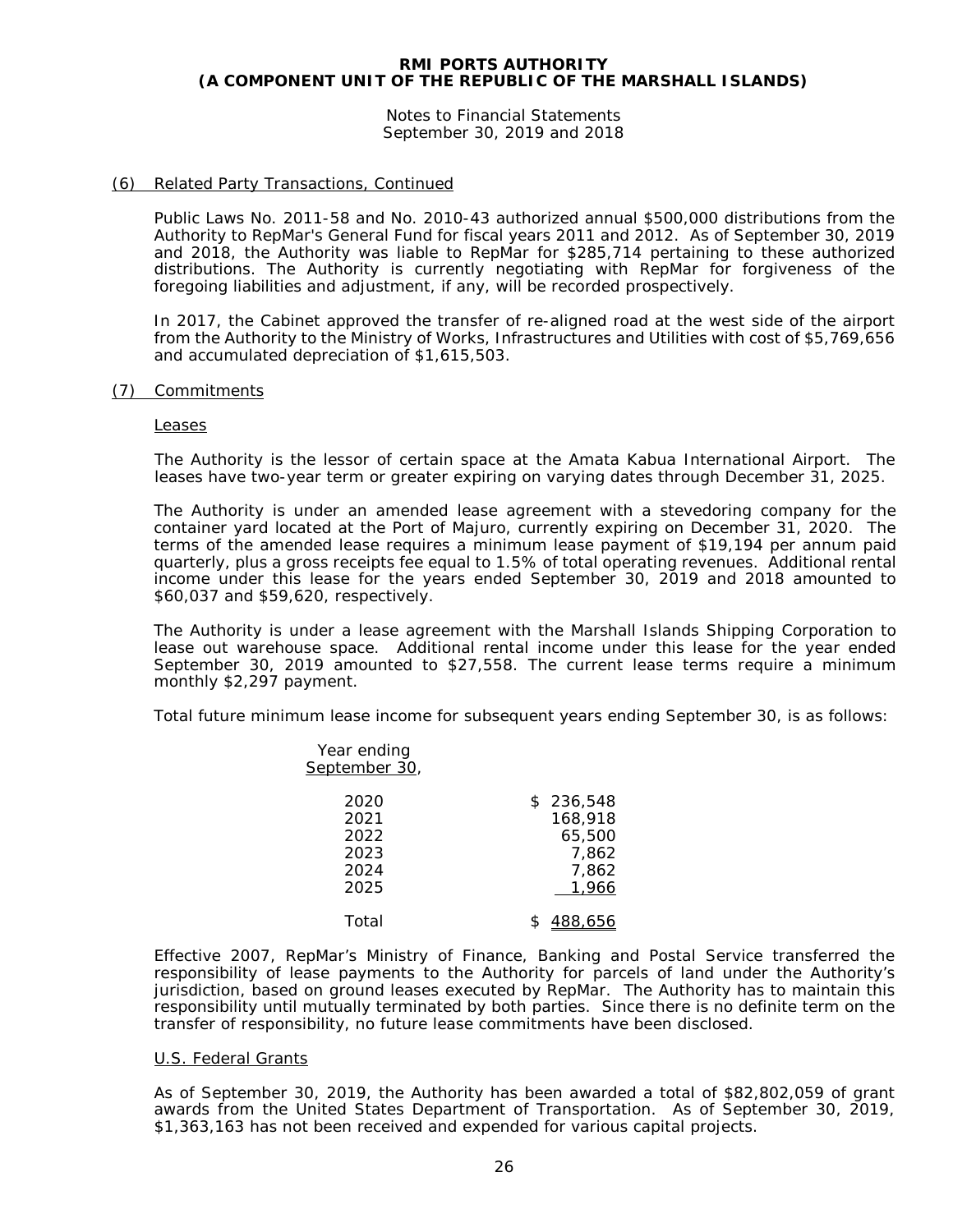**RMI PORTS AUTHORITY**
**(A COMPONENT UNIT OF THE REPUBLIC OF THE MARSHALL ISLANDS)**

Notes to Financial Statements
September 30, 2019 and 2018

(6) Related Party Transactions, Continued

Public Laws No. 2011-58 and No. 2010-43 authorized annual $500,000 distributions from the Authority to RepMar's General Fund for fiscal years 2011 and 2012. As of September 30, 2019 and 2018, the Authority was liable to RepMar for $285,714 pertaining to these authorized distributions. The Authority is currently negotiating with RepMar for forgiveness of the foregoing liabilities and adjustment, if any, will be recorded prospectively.

In 2017, the Cabinet approved the transfer of re-aligned road at the west side of the airport from the Authority to the Ministry of Works, Infrastructures and Utilities with cost of $5,769,656 and accumulated depreciation of $1,615,503.

(7) Commitments

Leases

The Authority is the lessor of certain space at the Amata Kabua International Airport. The leases have two-year term or greater expiring on varying dates through December 31, 2025.

The Authority is under an amended lease agreement with a stevedoring company for the container yard located at the Port of Majuro, currently expiring on December 31, 2020. The terms of the amended lease requires a minimum lease payment of $19,194 per annum paid quarterly, plus a gross receipts fee equal to 1.5% of total operating revenues. Additional rental income under this lease for the years ended September 30, 2019 and 2018 amounted to $60,037 and $59,620, respectively.

The Authority is under a lease agreement with the Marshall Islands Shipping Corporation to lease out warehouse space. Additional rental income under this lease for the year ended September 30, 2019 amounted to $27,558. The current lease terms require a minimum monthly $2,297 payment.

Total future minimum lease income for subsequent years ending September 30, is as follows:

| Year ending September 30, | |
|---|---|
| 2020 | $ 236,548 |
| 2021 | 168,918 |
| 2022 | 65,500 |
| 2023 | 7,862 |
| 2024 | 7,862 |
| 2025 | 1,966 |
| Total | $ 488,656 |

Effective 2007, RepMar's Ministry of Finance, Banking and Postal Service transferred the responsibility of lease payments to the Authority for parcels of land under the Authority's jurisdiction, based on ground leases executed by RepMar. The Authority has to maintain this responsibility until mutually terminated by both parties. Since there is no definite term on the transfer of responsibility, no future lease commitments have been disclosed.

U.S. Federal Grants

As of September 30, 2019, the Authority has been awarded a total of $82,802,059 of grant awards from the United States Department of Transportation. As of September 30, 2019, $1,363,163 has not been received and expended for various capital projects.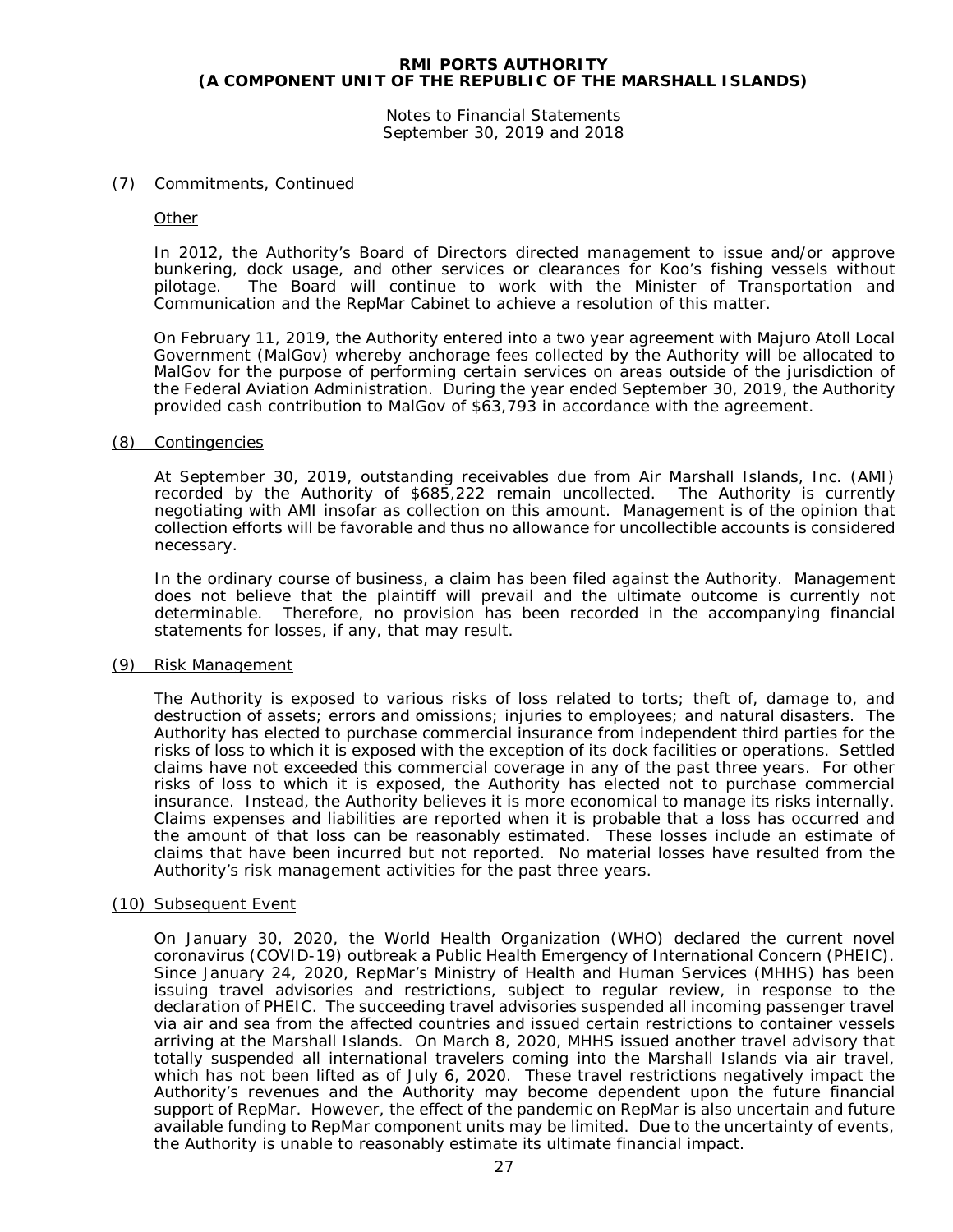## (7) Commitments, Continued

### Other

In 2012, the Authority's Board of Directors directed management to issue and/or approve bunkering, dock usage, and other services or clearances for Koo's fishing vessels without pilotage. The Board will continue to work with the Minister of Transportation and Communication and the RepMar Cabinet to achieve a resolution of this matter.

On February 11, 2019, the Authority entered into a two year agreement with Majuro Atoll Local Government (MalGov) whereby anchorage fees collected by the Authority will be allocated to MalGov for the purpose of performing certain services on areas outside of the jurisdiction of the Federal Aviation Administration. During the year ended September 30, 2019, the Authority provided cash contribution to MalGov of $63,793 in accordance with the agreement.

## (8) Contingencies

At September 30, 2019, outstanding receivables due from Air Marshall Islands, Inc. (AMI) recorded by the Authority of $685,222 remain uncollected. The Authority is currently negotiating with AMI insofar as collection on this amount. Management is of the opinion that collection efforts will be favorable and thus no allowance for uncollectible accounts is considered necessary.

In the ordinary course of business, a claim has been filed against the Authority. Management does not believe that the plaintiff will prevail and the ultimate outcome is currently not determinable. Therefore, no provision has been recorded in the accompanying financial statements for losses, if any, that may result.

## (9) Risk Management

The Authority is exposed to various risks of loss related to torts; theft of, damage to, and destruction of assets; errors and omissions; injuries to employees; and natural disasters. The Authority has elected to purchase commercial insurance from independent third parties for the risks of loss to which it is exposed with the exception of its dock facilities or operations. Settled claims have not exceeded this commercial coverage in any of the past three years. For other risks of loss to which it is exposed, the Authority has elected not to purchase commercial insurance. Instead, the Authority believes it is more economical to manage its risks internally. Claims expenses and liabilities are reported when it is probable that a loss has occurred and the amount of that loss can be reasonably estimated. These losses include an estimate of claims that have been incurred but not reported. No material losses have resulted from the Authority's risk management activities for the past three years.

## (10) Subsequent Event

On January 30, 2020, the World Health Organization (WHO) declared the current novel coronavirus (COVID-19) outbreak a Public Health Emergency of International Concern (PHEIC). Since January 24, 2020, RepMar's Ministry of Health and Human Services (MHHS) has been issuing travel advisories and restrictions, subject to regular review, in response to the declaration of PHEIC. The succeeding travel advisories suspended all incoming passenger travel via air and sea from the affected countries and issued certain restrictions to container vessels arriving at the Marshall Islands. On March 8, 2020, MHHS issued another travel advisory that totally suspended all international travelers coming into the Marshall Islands via air travel, which has not been lifted as of July 6, 2020. These travel restrictions negatively impact the Authority's revenues and the Authority may become dependent upon the future financial support of RepMar. However, the effect of the pandemic on RepMar is also uncertain and future available funding to RepMar component units may be limited. Due to the uncertainty of events, the Authority is unable to reasonably estimate its ultimate financial impact.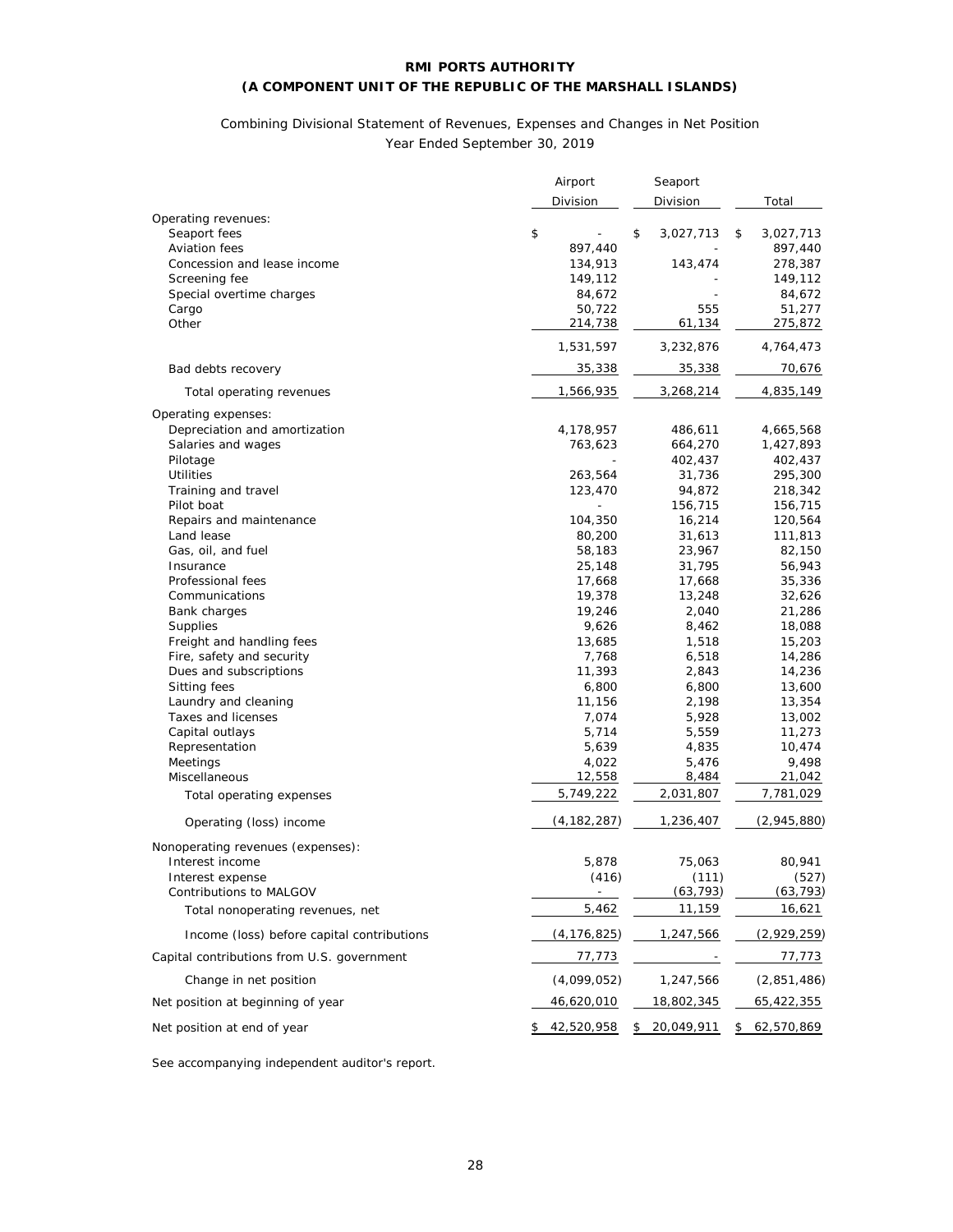# RMI PORTS AUTHORITY
## (A COMPONENT UNIT OF THE REPUBLIC OF THE MARSHALL ISLANDS)

Combining Divisional Statement of Revenues, Expenses and Changes in Net Position
Year Ended September 30, 2019

| | Airport Division | Seaport Division | Total |
|---|---|---|---|
| Operating revenues: | | | |
| Seaport fees | $ - | $ 3,027,713 | $ 3,027,713 |
| Aviation fees | 897,440 | - | 897,440 |
| Concession and lease income | 134,913 | 143,474 | 278,387 |
| Screening fee | 149,112 | - | 149,112 |
| Special overtime charges | 84,672 | - | 84,672 |
| Cargo | 50,722 | 555 | 51,277 |
| Other | 214,738 | 61,134 | 275,872 |
| | 1,531,597 | 3,232,876 | 4,764,473 |
| Bad debts recovery | 35,338 | 35,338 | 70,676 |
| Total operating revenues | 1,566,935 | 3,268,214 | 4,835,149 |
| Operating expenses: | | | |
| Depreciation and amortization | 4,178,957 | 486,611 | 4,665,568 |
| Salaries and wages | 763,623 | 664,270 | 1,427,893 |
| Pilotage | - | 402,437 | 402,437 |
| Utilities | 263,564 | 31,736 | 295,300 |
| Training and travel | 123,470 | 94,872 | 218,342 |
| Pilot boat | - | 156,715 | 156,715 |
| Repairs and maintenance | 104,350 | 16,214 | 120,564 |
| Land lease | 80,200 | 31,613 | 111,813 |
| Gas, oil, and fuel | 58,183 | 23,967 | 82,150 |
| Insurance | 25,148 | 31,795 | 56,943 |
| Professional fees | 17,668 | 17,668 | 35,336 |
| Communications | 19,378 | 13,248 | 32,626 |
| Bank charges | 19,246 | 2,040 | 21,286 |
| Supplies | 9,626 | 8,462 | 18,088 |
| Freight and handling fees | 13,685 | 1,518 | 15,203 |
| Fire, safety and security | 7,768 | 6,518 | 14,286 |
| Dues and subscriptions | 11,393 | 2,843 | 14,236 |
| Sitting fees | 6,800 | 6,800 | 13,600 |
| Laundry and cleaning | 11,156 | 2,198 | 13,354 |
| Taxes and licenses | 7,074 | 5,928 | 13,002 |
| Capital outlays | 5,714 | 5,559 | 11,273 |
| Representation | 5,639 | 4,835 | 10,474 |
| Meetings | 4,022 | 5,476 | 9,498 |
| Miscellaneous | 12,558 | 8,484 | 21,042 |
| Total operating expenses | 5,749,222 | 2,031,807 | 7,781,029 |
| Operating (loss) income | (4,182,287) | 1,236,407 | (2,945,880) |
| Nonoperating revenues (expenses): | | | |
| Interest income | 5,878 | 75,063 | 80,941 |
| Interest expense | (416) | (111) | (527) |
| Contributions to MALGOV | - | (63,793) | (63,793) |
| Total nonoperating revenues, net | 5,462 | 11,159 | 16,621 |
| Income (loss) before capital contributions | (4,176,825) | 1,247,566 | (2,929,259) |
| Capital contributions from U.S. government | 77,773 | - | 77,773 |
| Change in net position | (4,099,052) | 1,247,566 | (2,851,486) |
| Net position at beginning of year | 46,620,010 | 18,802,345 | 65,422,355 |
| Net position at end of year | $ 42,520,958 | $ 20,049,911 | $ 62,570,869 |

See accompanying independent auditor's report.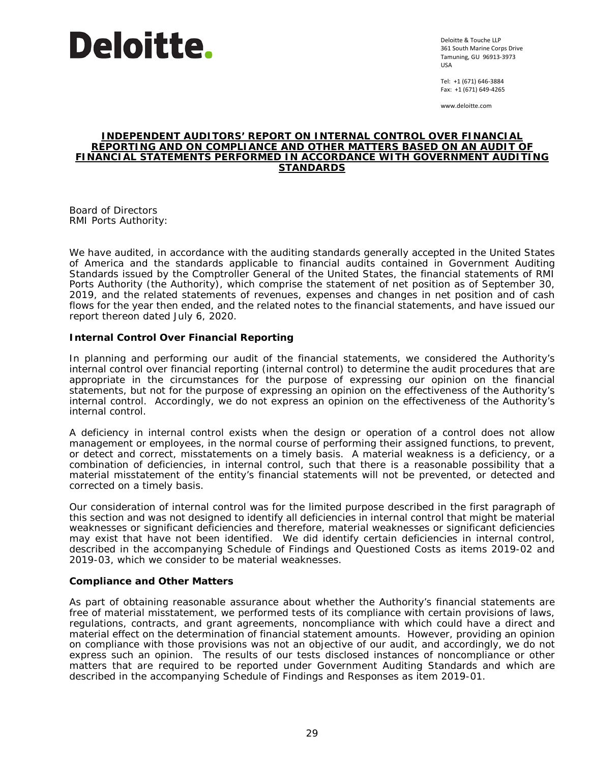Deloitte.

Deloitte & Touche LLP
361 South Marine Corps Drive
Tamuning, GU 96913-3973
USA

Tel: +1 (671) 646-3884
Fax: +1 (671) 649-4265

www.deloitte.com

# INDEPENDENT AUDITORS' REPORT ON INTERNAL CONTROL OVER FINANCIAL REPORTING AND ON COMPLIANCE AND OTHER MATTERS BASED ON AN AUDIT OF FINANCIAL STATEMENTS PERFORMED IN ACCORDANCE WITH GOVERNMENT AUDITING STANDARDS

Board of Directors
RMI Ports Authority:

We have audited, in accordance with the auditing standards generally accepted in the United States of America and the standards applicable to financial audits contained in Government Auditing Standards issued by the Comptroller General of the United States, the financial statements of RMI Ports Authority (the Authority), which comprise the statement of net position as of September 30, 2019, and the related statements of revenues, expenses and changes in net position and of cash flows for the year then ended, and the related notes to the financial statements, and have issued our report thereon dated July 6, 2020.

**Internal Control Over Financial Reporting**

In planning and performing our audit of the financial statements, we considered the Authority's internal control over financial reporting (internal control) to determine the audit procedures that are appropriate in the circumstances for the purpose of expressing our opinion on the financial statements, but not for the purpose of expressing an opinion on the effectiveness of the Authority's internal control. Accordingly, we do not express an opinion on the effectiveness of the Authority's internal control.

A deficiency in internal control exists when the design or operation of a control does not allow management or employees, in the normal course of performing their assigned functions, to prevent, or detect and correct, misstatements on a timely basis. A material weakness is a deficiency, or a combination of deficiencies, in internal control, such that there is a reasonable possibility that a material misstatement of the entity's financial statements will not be prevented, or detected and corrected on a timely basis.

Our consideration of internal control was for the limited purpose described in the first paragraph of this section and was not designed to identify all deficiencies in internal control that might be material weaknesses or significant deficiencies and therefore, material weaknesses or significant deficiencies may exist that have not been identified. We did identify certain deficiencies in internal control, described in the accompanying Schedule of Findings and Questioned Costs as items 2019-02 and 2019-03, which we consider to be material weaknesses.

**Compliance and Other Matters**

As part of obtaining reasonable assurance about whether the Authority's financial statements are free of material misstatement, we performed tests of its compliance with certain provisions of laws, regulations, contracts, and grant agreements, noncompliance with which could have a direct and material effect on the determination of financial statement amounts. However, providing an opinion on compliance with those provisions was not an objective of our audit, and accordingly, we do not express such an opinion. The results of our tests disclosed instances of noncompliance or other matters that are required to be reported under Government Auditing Standards and which are described in the accompanying Schedule of Findings and Responses as item 2019-01.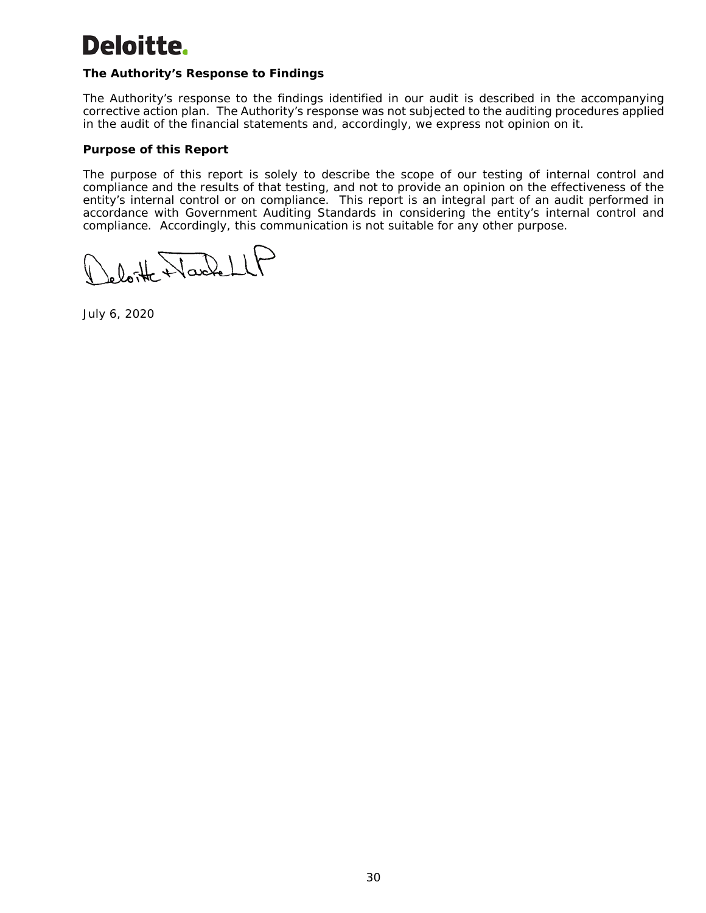**Deloitte.**

**The Authority's Response to Findings**

The Authority's response to the findings identified in our audit is described in the accompanying corrective action plan. The Authority's response was not subjected to the auditing procedures applied in the audit of the financial statements and, accordingly, we express not opinion on it.

**Purpose of this Report**

The purpose of this report is solely to describe the scope of our testing of internal control and compliance and the results of that testing, and not to provide an opinion on the effectiveness of the entity's internal control or on compliance. This report is an integral part of an audit performed in accordance with Government Auditing Standards in considering the entity's internal control and compliance. Accordingly, this communication is not suitable for any other purpose.

Deloitte & Touche LLP

July 6, 2020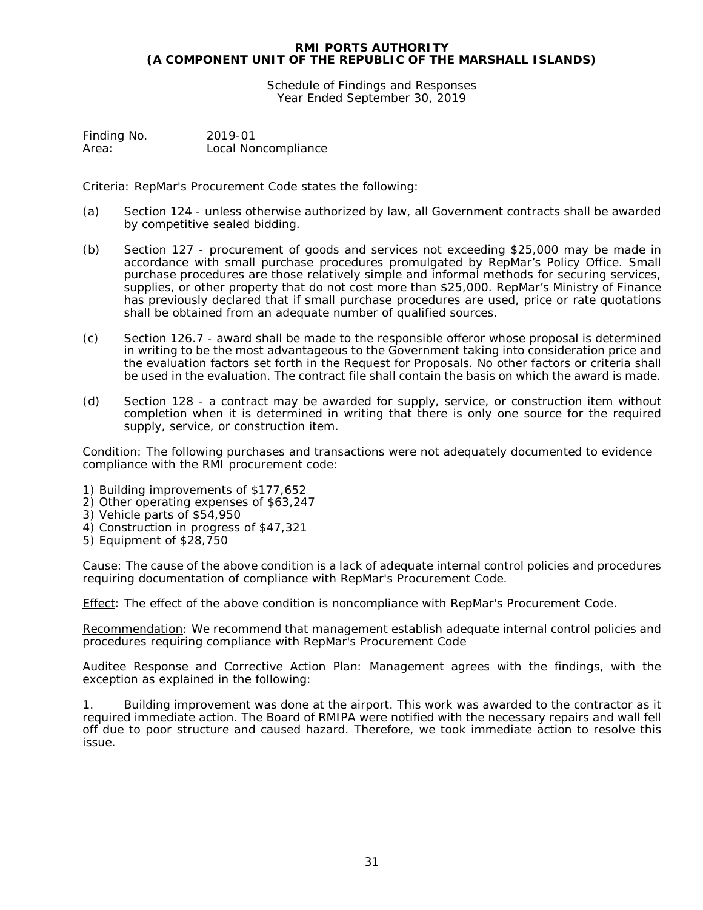**RMI PORTS AUTHORITY**
**(A COMPONENT UNIT OF THE REPUBLIC OF THE MARSHALL ISLANDS)**

Schedule of Findings and Responses
Year Ended September 30, 2019

Finding No. 2019-01
Area: Local Noncompliance

Criteria: RepMar's Procurement Code states the following:

(a) Section 124 - unless otherwise authorized by law, all Government contracts shall be awarded by competitive sealed bidding.

(b) Section 127 - procurement of goods and services not exceeding $25,000 may be made in accordance with small purchase procedures promulgated by RepMar's Policy Office. Small purchase procedures are those relatively simple and informal methods for securing services, supplies, or other property that do not cost more than $25,000. RepMar's Ministry of Finance has previously declared that if small purchase procedures are used, price or rate quotations shall be obtained from an adequate number of qualified sources.

(c) Section 126.7 - award shall be made to the responsible offeror whose proposal is determined in writing to be the most advantageous to the Government taking into consideration price and the evaluation factors set forth in the Request for Proposals. No other factors or criteria shall be used in the evaluation. The contract file shall contain the basis on which the award is made.

(d) Section 128 - a contract may be awarded for supply, service, or construction item without completion when it is determined in writing that there is only one source for the required supply, service, or construction item.

Condition: The following purchases and transactions were not adequately documented to evidence compliance with the RMI procurement code:

1) Building improvements of $177,652
2) Other operating expenses of $63,247
3) Vehicle parts of $54,950
4) Construction in progress of $47,321
5) Equipment of $28,750

Cause: The cause of the above condition is a lack of adequate internal control policies and procedures requiring documentation of compliance with RepMar's Procurement Code.

Effect: The effect of the above condition is noncompliance with RepMar's Procurement Code.

Recommendation: We recommend that management establish adequate internal control policies and procedures requiring compliance with RepMar's Procurement Code

Auditee Response and Corrective Action Plan: Management agrees with the findings, with the exception as explained in the following:

1. Building improvement was done at the airport. This work was awarded to the contractor as it required immediate action. The Board of RMIPA were notified with the necessary repairs and wall fell off due to poor structure and caused hazard. Therefore, we took immediate action to resolve this issue.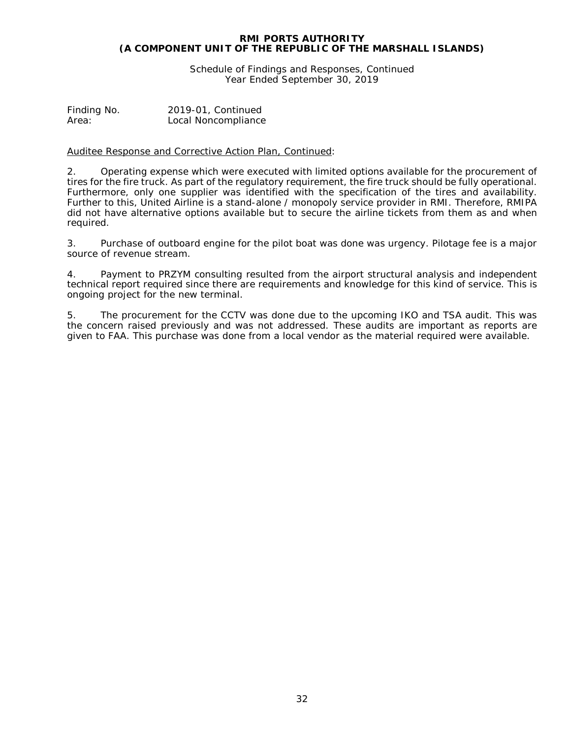**RMI PORTS AUTHORITY**
**(A COMPONENT UNIT OF THE REPUBLIC OF THE MARSHALL ISLANDS)**

Schedule of Findings and Responses, Continued
Year Ended September 30, 2019

Finding No. 2019-01, Continued
Area: Local Noncompliance

Auditee Response and Corrective Action Plan, Continued:

2. Operating expense which were executed with limited options available for the procurement of tires for the fire truck. As part of the regulatory requirement, the fire truck should be fully operational. Furthermore, only one supplier was identified with the specification of the tires and availability. Further to this, United Airline is a stand-alone / monopoly service provider in RMI. Therefore, RMIPA did not have alternative options available but to secure the airline tickets from them as and when required.

3. Purchase of outboard engine for the pilot boat was done was urgency. Pilotage fee is a major source of revenue stream.

4. Payment to PRZYM consulting resulted from the airport structural analysis and independent technical report required since there are requirements and knowledge for this kind of service. This is ongoing project for the new terminal.

5. The procurement for the CCTV was done due to the upcoming IKO and TSA audit. This was the concern raised previously and was not addressed. These audits are important as reports are given to FAA. This purchase was done from a local vendor as the material required were available.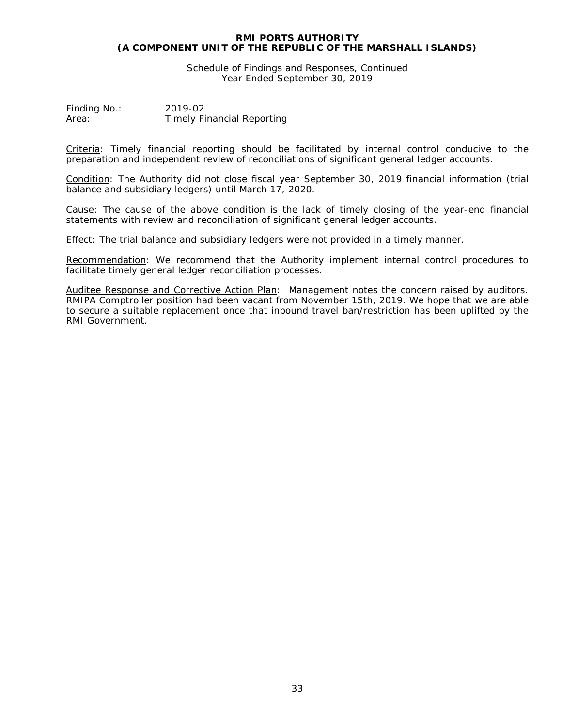**RMI PORTS AUTHORITY**
**(A COMPONENT UNIT OF THE REPUBLIC OF THE MARSHALL ISLANDS)**

Schedule of Findings and Responses, Continued
Year Ended September 30, 2019

Finding No.: 2019-02
Area: Timely Financial Reporting

Criteria: Timely financial reporting should be facilitated by internal control conducive to the preparation and independent review of reconciliations of significant general ledger accounts.

Condition: The Authority did not close fiscal year September 30, 2019 financial information (trial balance and subsidiary ledgers) until March 17, 2020.

Cause: The cause of the above condition is the lack of timely closing of the year-end financial statements with review and reconciliation of significant general ledger accounts.

Effect: The trial balance and subsidiary ledgers were not provided in a timely manner.

Recommendation: We recommend that the Authority implement internal control procedures to facilitate timely general ledger reconciliation processes.

Auditee Response and Corrective Action Plan: Management notes the concern raised by auditors. RMIPA Comptroller position had been vacant from November 15th, 2019. We hope that we are able to secure a suitable replacement once that inbound travel ban/restriction has been uplifted by the RMI Government.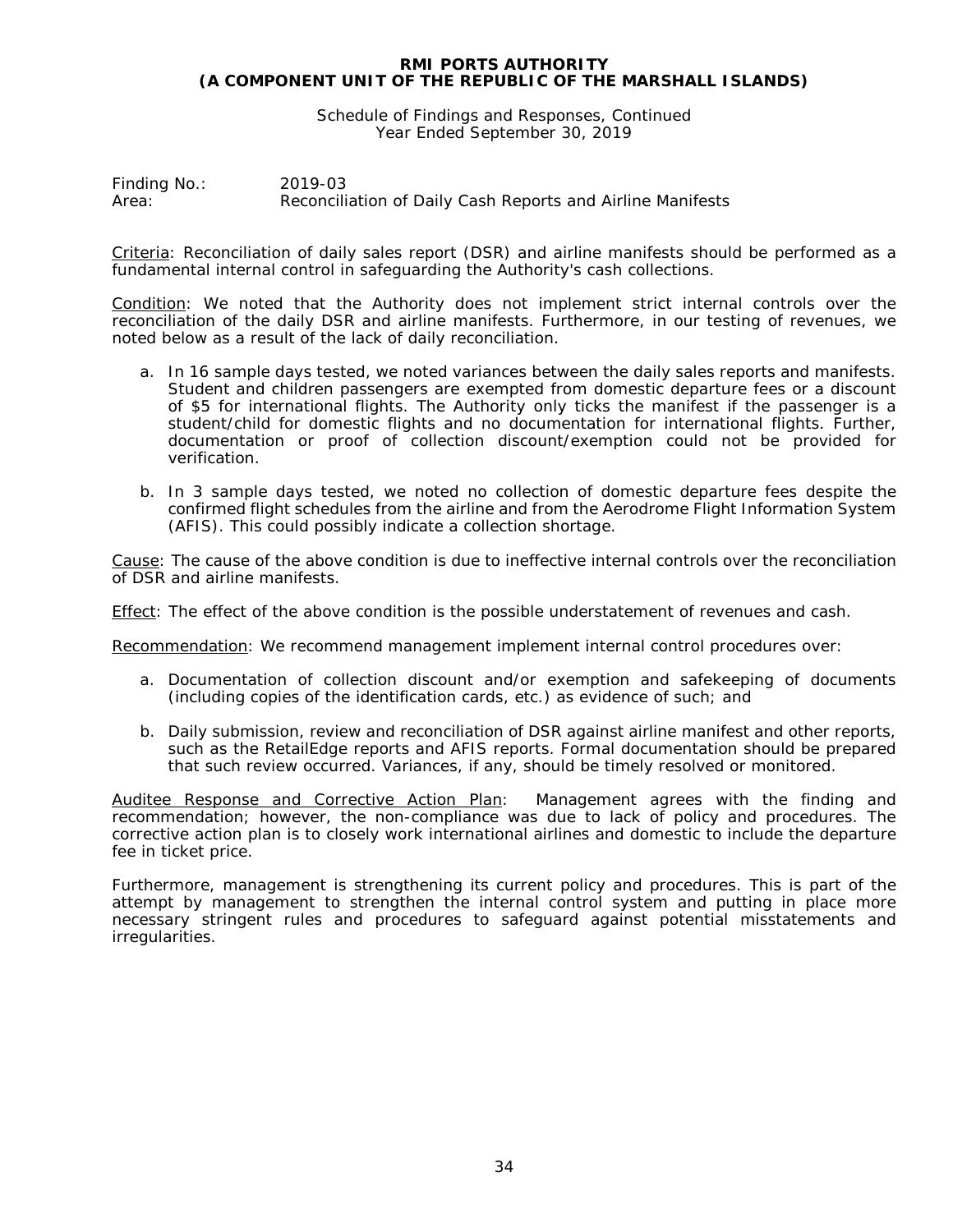Finding No.: 2019-03
Area: Reconciliation of Daily Cash Reports and Airline Manifests

Criteria: Reconciliation of daily sales report (DSR) and airline manifests should be performed as a fundamental internal control in safeguarding the Authority's cash collections.

Condition: We noted that the Authority does not implement strict internal controls over the reconciliation of the daily DSR and airline manifests. Furthermore, in our testing of revenues, we noted below as a result of the lack of daily reconciliation.

a. In 16 sample days tested, we noted variances between the daily sales reports and manifests. Student and children passengers are exempted from domestic departure fees or a discount of $5 for international flights. The Authority only ticks the manifest if the passenger is a student/child for domestic flights and no documentation for international flights. Further, documentation or proof of collection discount/exemption could not be provided for verification.

b. In 3 sample days tested, we noted no collection of domestic departure fees despite the confirmed flight schedules from the airline and from the Aerodrome Flight Information System (AFIS). This could possibly indicate a collection shortage.

Cause: The cause of the above condition is due to ineffective internal controls over the reconciliation of DSR and airline manifests.

Effect: The effect of the above condition is the possible understatement of revenues and cash.

Recommendation: We recommend management implement internal control procedures over:

a. Documentation of collection discount and/or exemption and safekeeping of documents (including copies of the identification cards, etc.) as evidence of such; and

b. Daily submission, review and reconciliation of DSR against airline manifest and other reports, such as the RetailEdge reports and AFIS reports. Formal documentation should be prepared that such review occurred. Variances, if any, should be timely resolved or monitored.

Auditee Response and Corrective Action Plan: Management agrees with the finding and recommendation; however, the non-compliance was due to lack of policy and procedures. The corrective action plan is to closely work international airlines and domestic to include the departure fee in ticket price.

Furthermore, management is strengthening its current policy and procedures. This is part of the attempt by management to strengthen the internal control system and putting in place more necessary stringent rules and procedures to safeguard against potential misstatements and irregularities.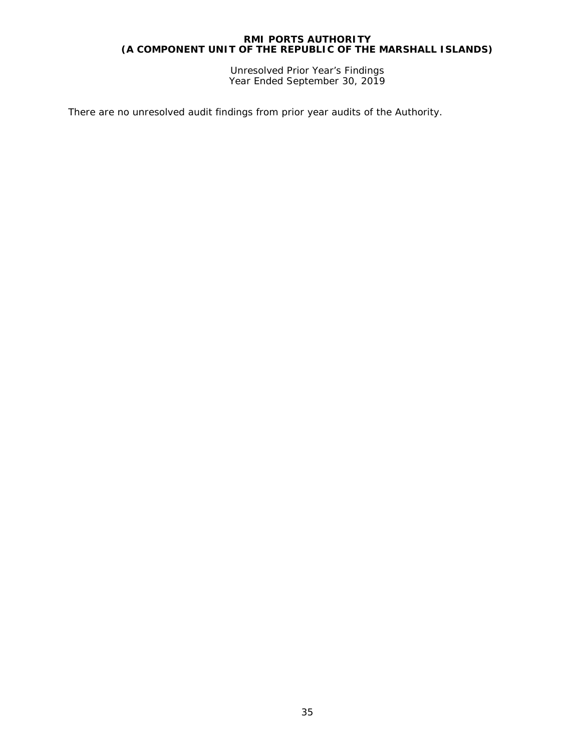**RMI PORTS AUTHORITY**
**(A COMPONENT UNIT OF THE REPUBLIC OF THE MARSHALL ISLANDS)**

Unresolved Prior Year's Findings
Year Ended September 30, 2019

There are no unresolved audit findings from prior year audits of the Authority.